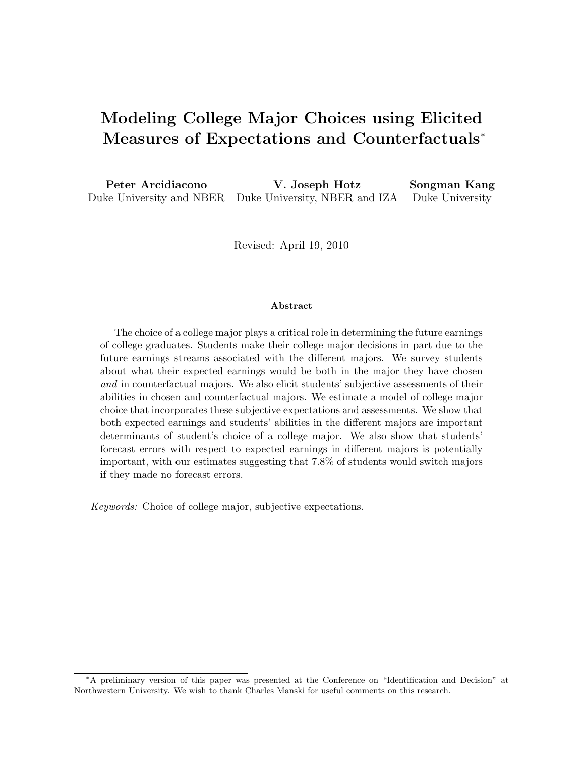# Modeling College Major Choices using Elicited Measures of Expectations and Counterfactuals[*]

**Peter Arcidiacono**
Duke University and NBER

**V. Joseph Hotz**
Duke University, NBER and IZA

**Songman Kang**
Duke University

Revised: April 19, 2010

**Abstract**

The choice of a college major plays a critical role in determining the future earnings of college graduates. Students make their college major decisions in part due to the future earnings streams associated with the different majors. We survey students about what their expected earnings would be both in the major they have chosen *and* in counterfactual majors. We also elicit students' subjective assessments of their abilities in chosen and counterfactual majors. We estimate a model of college major choice that incorporates these subjective expectations and assessments. We show that both expected earnings and students' abilities in the different majors are important determinants of student's choice of a college major. We also show that students' forecast errors with respect to expected earnings in different majors is potentially important, with our estimates suggesting that 7.8% of students would switch majors if they made no forecast errors.

*Keywords:* Choice of college major, subjective expectations.

[*] A preliminary version of this paper was presented at the Conference on "Identification and Decision" at Northwestern University. We wish to thank Charles Manski for useful comments on this research.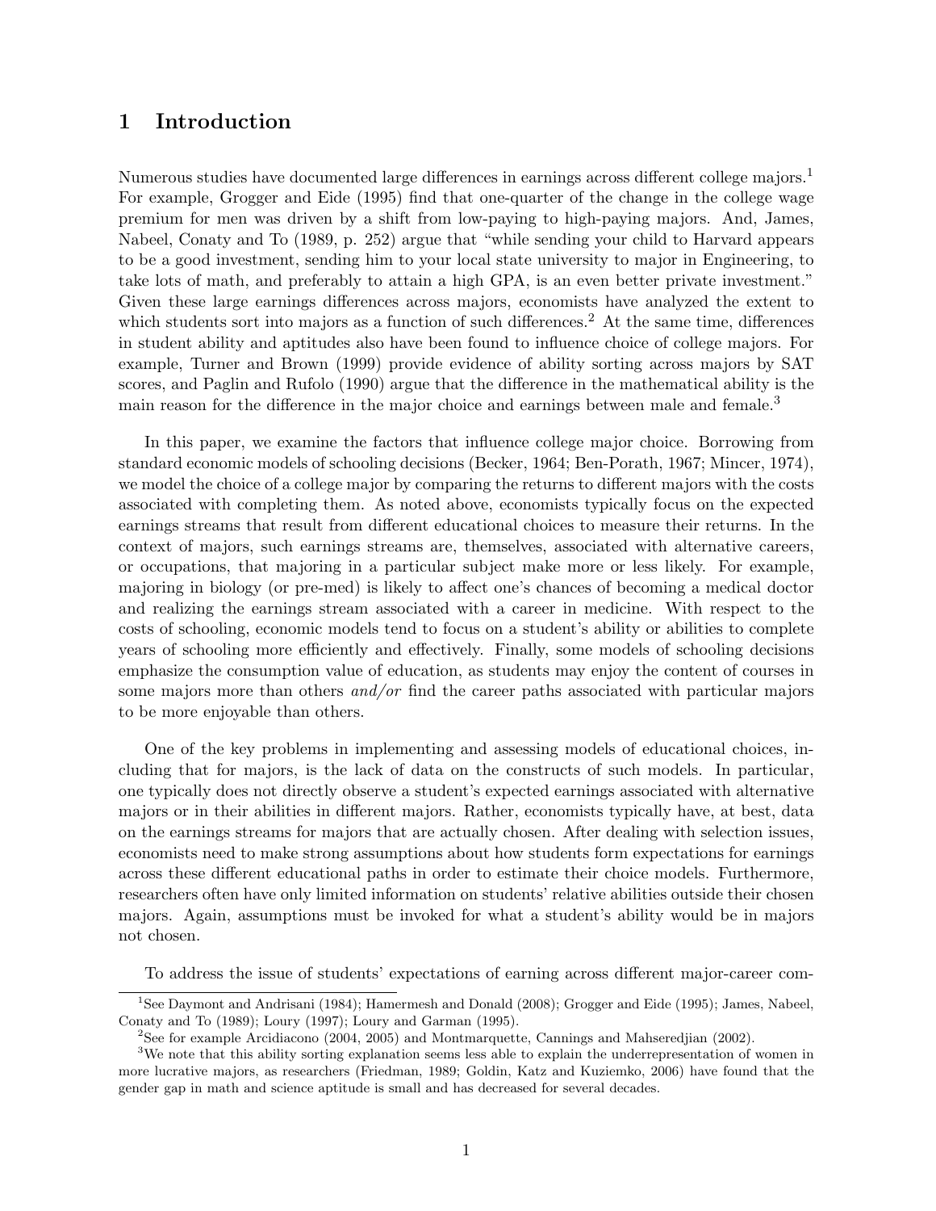# 1 Introduction

Numerous studies have documented large differences in earnings across different college majors.[1] For example, Grogger and Eide (1995) find that one-quarter of the change in the college wage premium for men was driven by a shift from low-paying to high-paying majors. And, James, Nabeel, Conaty and To (1989, p. 252) argue that "while sending your child to Harvard appears to be a good investment, sending him to your local state university to major in Engineering, to take lots of math, and preferably to attain a high GPA, is an even better private investment." Given these large earnings differences across majors, economists have analyzed the extent to which students sort into majors as a function of such differences.[2] At the same time, differences in student ability and aptitudes also have been found to influence choice of college majors. For example, Turner and Brown (1999) provide evidence of ability sorting across majors by SAT scores, and Paglin and Rufolo (1990) argue that the difference in the mathematical ability is the main reason for the difference in the major choice and earnings between male and female.[3]

In this paper, we examine the factors that influence college major choice. Borrowing from standard economic models of schooling decisions (Becker, 1964; Ben-Porath, 1967; Mincer, 1974), we model the choice of a college major by comparing the returns to different majors with the costs associated with completing them. As noted above, economists typically focus on the expected earnings streams that result from different educational choices to measure their returns. In the context of majors, such earnings streams are, themselves, associated with alternative careers, or occupations, that majoring in a particular subject make more or less likely. For example, majoring in biology (or pre-med) is likely to affect one's chances of becoming a medical doctor and realizing the earnings stream associated with a career in medicine. With respect to the costs of schooling, economic models tend to focus on a student's ability or abilities to complete years of schooling more efficiently and effectively. Finally, some models of schooling decisions emphasize the consumption value of education, as students may enjoy the content of courses in some majors more than others *and/or* find the career paths associated with particular majors to be more enjoyable than others.

One of the key problems in implementing and assessing models of educational choices, including that for majors, is the lack of data on the constructs of such models. In particular, one typically does not directly observe a student's expected earnings associated with alternative majors or in their abilities in different majors. Rather, economists typically have, at best, data on the earnings streams for majors that are actually chosen. After dealing with selection issues, economists need to make strong assumptions about how students form expectations for earnings across these different educational paths in order to estimate their choice models. Furthermore, researchers often have only limited information on students' relative abilities outside their chosen majors. Again, assumptions must be invoked for what a student's ability would be in majors not chosen.

To address the issue of students' expectations of earning across different major-career com-

[1] See Daymont and Andrisani (1984); Hamermesh and Donald (2008); Grogger and Eide (1995); James, Nabeel, Conaty and To (1989); Loury (1997); Loury and Garman (1995).

[2] See for example Arcidiacono (2004, 2005) and Montmarquette, Cannings and Mahseredjian (2002).

[3] We note that this ability sorting explanation seems less able to explain the underrepresentation of women in more lucrative majors, as researchers (Friedman, 1989; Goldin, Katz and Kuziemko, 2006) have found that the gender gap in math and science aptitude is small and has decreased for several decades.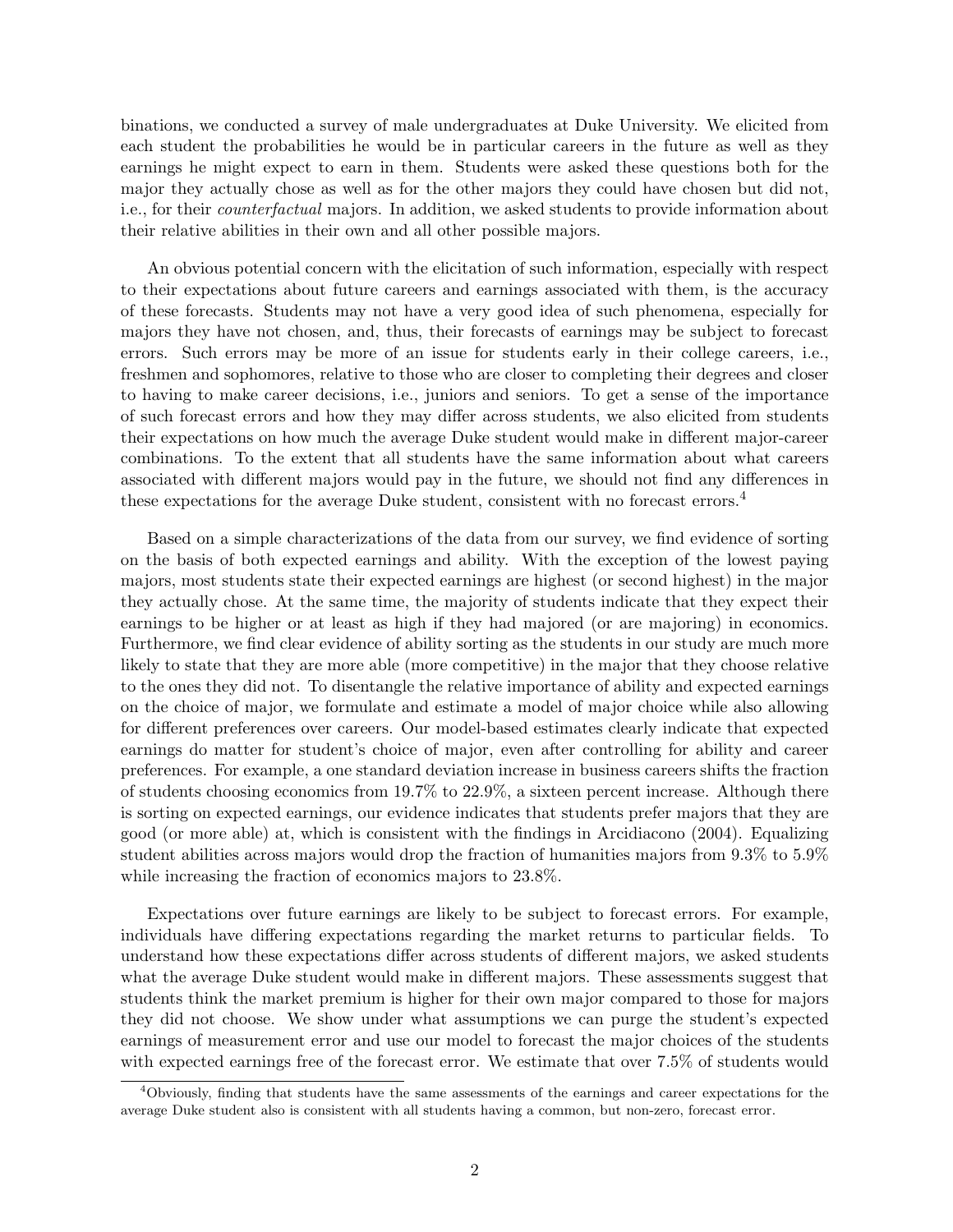binations, we conducted a survey of male undergraduates at Duke University. We elicited from each student the probabilities he would be in particular careers in the future as well as they earnings he might expect to earn in them. Students were asked these questions both for the major they actually chose as well as for the other majors they could have chosen but did not, i.e., for their *counterfactual* majors. In addition, we asked students to provide information about their relative abilities in their own and all other possible majors.

An obvious potential concern with the elicitation of such information, especially with respect to their expectations about future careers and earnings associated with them, is the accuracy of these forecasts. Students may not have a very good idea of such phenomena, especially for majors they have not chosen, and, thus, their forecasts of earnings may be subject to forecast errors. Such errors may be more of an issue for students early in their college careers, i.e., freshmen and sophomores, relative to those who are closer to completing their degrees and closer to having to make career decisions, i.e., juniors and seniors. To get a sense of the importance of such forecast errors and how they may differ across students, we also elicited from students their expectations on how much the average Duke student would make in different major-career combinations. To the extent that all students have the same information about what careers associated with different majors would pay in the future, we should not find any differences in these expectations for the average Duke student, consistent with no forecast errors.[4]

Based on a simple characterizations of the data from our survey, we find evidence of sorting on the basis of both expected earnings and ability. With the exception of the lowest paying majors, most students state their expected earnings are highest (or second highest) in the major they actually chose. At the same time, the majority of students indicate that they expect their earnings to be higher or at least as high if they had majored (or are majoring) in economics. Furthermore, we find clear evidence of ability sorting as the students in our study are much more likely to state that they are more able (more competitive) in the major that they choose relative to the ones they did not. To disentangle the relative importance of ability and expected earnings on the choice of major, we formulate and estimate a model of major choice while also allowing for different preferences over careers. Our model-based estimates clearly indicate that expected earnings do matter for student's choice of major, even after controlling for ability and career preferences. For example, a one standard deviation increase in business careers shifts the fraction of students choosing economics from 19.7% to 22.9%, a sixteen percent increase. Although there is sorting on expected earnings, our evidence indicates that students prefer majors that they are good (or more able) at, which is consistent with the findings in Arcidiacono (2004). Equalizing student abilities across majors would drop the fraction of humanities majors from 9.3% to 5.9% while increasing the fraction of economics majors to 23.8%.

Expectations over future earnings are likely to be subject to forecast errors. For example, individuals have differing expectations regarding the market returns to particular fields. To understand how these expectations differ across students of different majors, we asked students what the average Duke student would make in different majors. These assessments suggest that students think the market premium is higher for their own major compared to those for majors they did not choose. We show under what assumptions we can purge the student's expected earnings of measurement error and use our model to forecast the major choices of the students with expected earnings free of the forecast error. We estimate that over 7.5% of students would

[4]Obviously, finding that students have the same assessments of the earnings and career expectations for the average Duke student also is consistent with all students having a common, but non-zero, forecast error.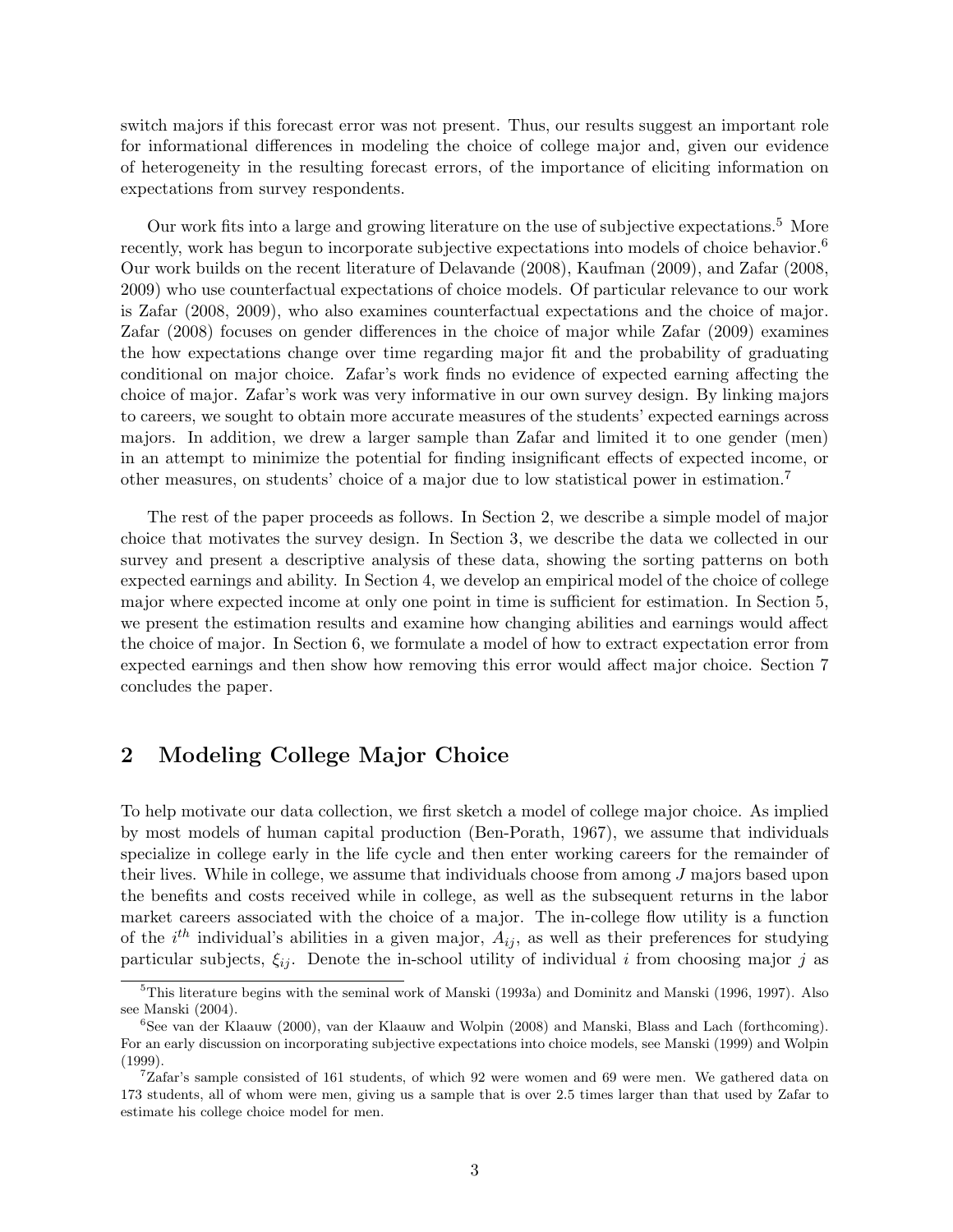switch majors if this forecast error was not present. Thus, our results suggest an important role for informational differences in modeling the choice of college major and, given our evidence of heterogeneity in the resulting forecast errors, of the importance of eliciting information on expectations from survey respondents.

Our work fits into a large and growing literature on the use of subjective expectations.[5] More recently, work has begun to incorporate subjective expectations into models of choice behavior.[6] Our work builds on the recent literature of Delavande (2008), Kaufman (2009), and Zafar (2008, 2009) who use counterfactual expectations of choice models. Of particular relevance to our work is Zafar (2008, 2009), who also examines counterfactual expectations and the choice of major. Zafar (2008) focuses on gender differences in the choice of major while Zafar (2009) examines the how expectations change over time regarding major fit and the probability of graduating conditional on major choice. Zafar's work finds no evidence of expected earning affecting the choice of major. Zafar's work was very informative in our own survey design. By linking majors to careers, we sought to obtain more accurate measures of the students' expected earnings across majors. In addition, we drew a larger sample than Zafar and limited it to one gender (men) in an attempt to minimize the potential for finding insignificant effects of expected income, or other measures, on students' choice of a major due to low statistical power in estimation.[7]

The rest of the paper proceeds as follows. In Section 2, we describe a simple model of major choice that motivates the survey design. In Section 3, we describe the data we collected in our survey and present a descriptive analysis of these data, showing the sorting patterns on both expected earnings and ability. In Section 4, we develop an empirical model of the choice of college major where expected income at only one point in time is sufficient for estimation. In Section 5, we present the estimation results and examine how changing abilities and earnings would affect the choice of major. In Section 6, we formulate a model of how to extract expectation error from expected earnings and then show how removing this error would affect major choice. Section 7 concludes the paper.

## 2 Modeling College Major Choice

To help motivate our data collection, we first sketch a model of college major choice. As implied by most models of human capital production (Ben-Porath, 1967), we assume that individuals specialize in college early in the life cycle and then enter working careers for the remainder of their lives. While in college, we assume that individuals choose from among $J$ majors based upon the benefits and costs received while in college, as well as the subsequent returns in the labor market careers associated with the choice of a major. The in-college flow utility is a function of the $i^{th}$ individual's abilities in a given major, $A_{ij}$, as well as their preferences for studying particular subjects, $\xi_{ij}$. Denote the in-school utility of individual $i$ from choosing major $j$ as

[5] This literature begins with the seminal work of Manski (1993a) and Dominitz and Manski (1996, 1997). Also see Manski (2004).

[6] See van der Klaauw (2000), van der Klaauw and Wolpin (2008) and Manski, Blass and Lach (forthcoming). For an early discussion on incorporating subjective expectations into choice models, see Manski (1999) and Wolpin (1999).

[7] Zafar's sample consisted of 161 students, of which 92 were women and 69 were men. We gathered data on 173 students, all of whom were men, giving us a sample that is over 2.5 times larger than that used by Zafar to estimate his college choice model for men.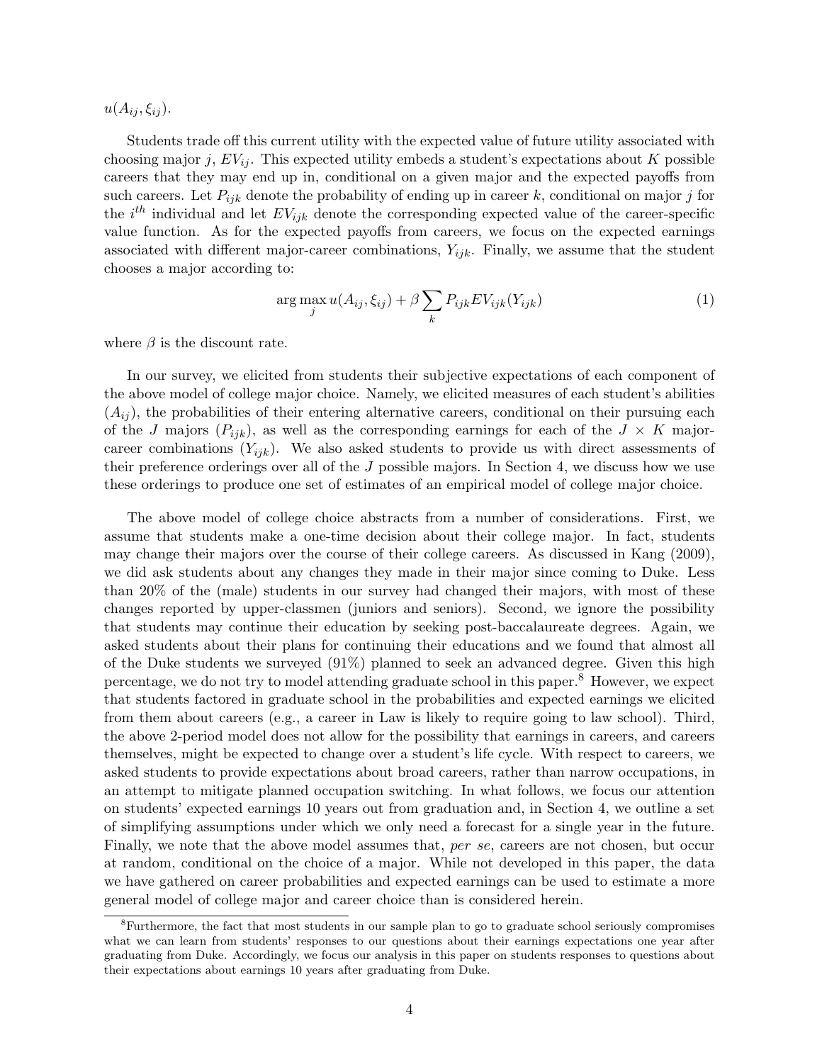$u(A_{ij}, \xi_{ij})$.

Students trade off this current utility with the expected value of future utility associated with choosing major $j$, $EV_{ij}$. This expected utility embeds a student's expectations about $K$ possible careers that they may end up in, conditional on a given major and the expected payoffs from such careers. Let $P_{ijk}$ denote the probability of ending up in career $k$, conditional on major $j$ for the $i^{th}$ individual and let $EV_{ijk}$ denote the corresponding expected value of the career-specific value function. As for the expected payoffs from careers, we focus on the expected earnings associated with different major-career combinations, $Y_{ijk}$. Finally, we assume that the student chooses a major according to:

$$\arg\max_{j} u(A_{ij}, \xi_{ij}) + \beta \sum_{k} P_{ijk} EV_{ijk}(Y_{ijk}) \tag{1}$$

where $\beta$ is the discount rate.

In our survey, we elicited from students their subjective expectations of each component of the above model of college major choice. Namely, we elicited measures of each student's abilities ($A_{ij}$), the probabilities of their entering alternative careers, conditional on their pursuing each of the $J$ majors ($P_{ijk}$), as well as the corresponding earnings for each of the $J \times K$ major-career combinations ($Y_{ijk}$). We also asked students to provide us with direct assessments of their preference orderings over all of the $J$ possible majors. In Section 4, we discuss how we use these orderings to produce one set of estimates of an empirical model of college major choice.

The above model of college choice abstracts from a number of considerations. First, we assume that students make a one-time decision about their college major. In fact, students may change their majors over the course of their college careers. As discussed in Kang (2009), we did ask students about any changes they made in their major since coming to Duke. Less than 20% of the (male) students in our survey had changed their majors, with most of these changes reported by upper-classmen (juniors and seniors). Second, we ignore the possibility that students may continue their education by seeking post-baccalaureate degrees. Again, we asked students about their plans for continuing their educations and we found that almost all of the Duke students we surveyed (91%) planned to seek an advanced degree. Given this high percentage, we do not try to model attending graduate school in this paper.[8] However, we expect that students factored in graduate school in the probabilities and expected earnings we elicited from them about careers (e.g., a career in Law is likely to require going to law school). Third, the above 2-period model does not allow for the possibility that earnings in careers, and careers themselves, might be expected to change over a student's life cycle. With respect to careers, we asked students to provide expectations about broad careers, rather than narrow occupations, in an attempt to mitigate planned occupation switching. In what follows, we focus our attention on students' expected earnings 10 years out from graduation and, in Section 4, we outline a set of simplifying assumptions under which we only need a forecast for a single year in the future. Finally, we note that the above model assumes that, *per se*, careers are not chosen, but occur at random, conditional on the choice of a major. While not developed in this paper, the data we have gathered on career probabilities and expected earnings can be used to estimate a more general model of college major and career choice than is considered herein.

[8] Furthermore, the fact that most students in our sample plan to go to graduate school seriously compromises what we can learn from students' responses to our questions about their earnings expectations one year after graduating from Duke. Accordingly, we focus our analysis in this paper on students responses to questions about their expectations about earnings 10 years after graduating from Duke.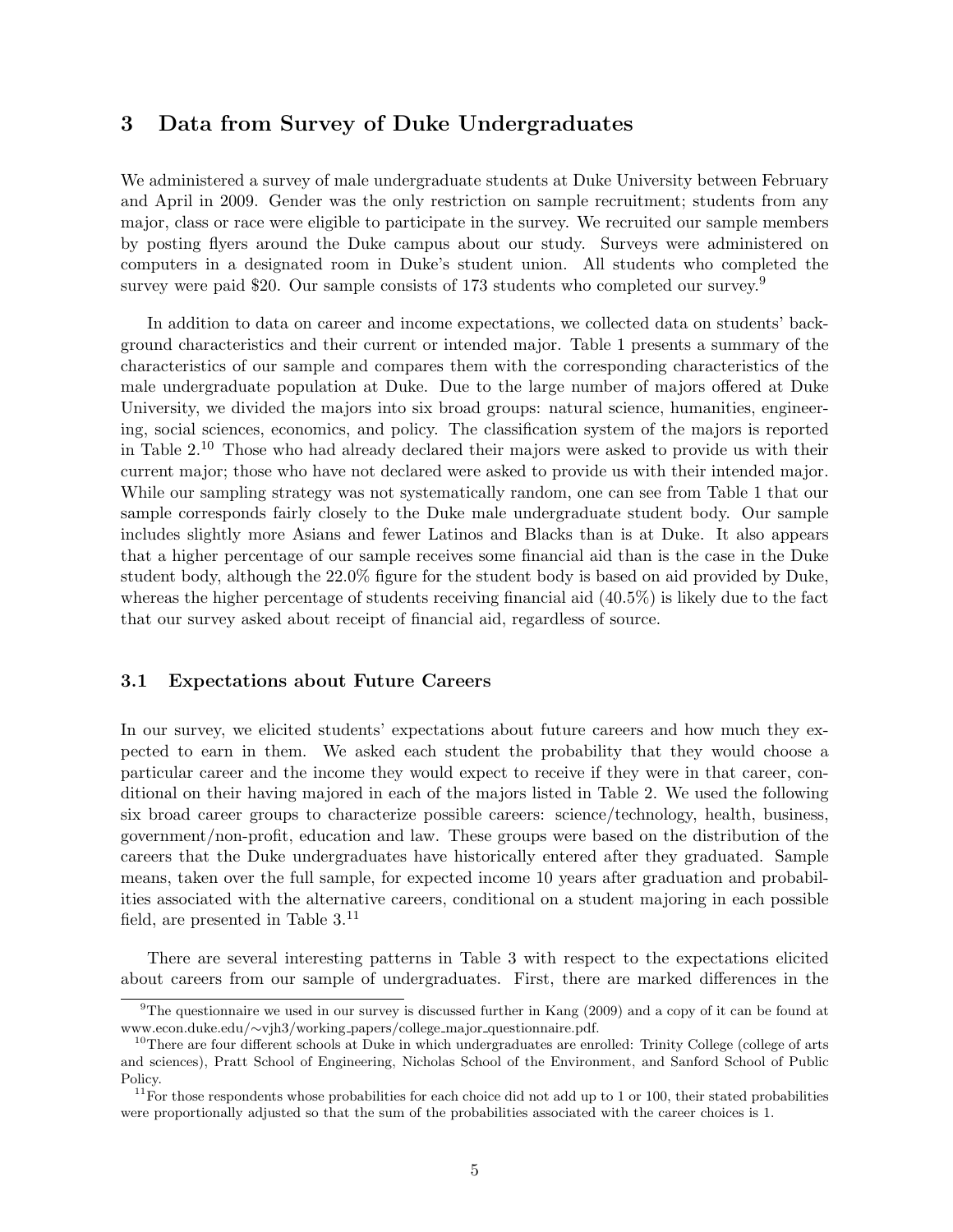## 3 Data from Survey of Duke Undergraduates

We administered a survey of male undergraduate students at Duke University between February and April in 2009. Gender was the only restriction on sample recruitment; students from any major, class or race were eligible to participate in the survey. We recruited our sample members by posting flyers around the Duke campus about our study. Surveys were administered on computers in a designated room in Duke's student union. All students who completed the survey were paid $20. Our sample consists of 173 students who completed our survey.[9]

In addition to data on career and income expectations, we collected data on students' background characteristics and their current or intended major. Table 1 presents a summary of the characteristics of our sample and compares them with the corresponding characteristics of the male undergraduate population at Duke. Due to the large number of majors offered at Duke University, we divided the majors into six broad groups: natural science, humanities, engineering, social sciences, economics, and policy. The classification system of the majors is reported in Table 2.[10] Those who had already declared their majors were asked to provide us with their current major; those who have not declared were asked to provide us with their intended major. While our sampling strategy was not systematically random, one can see from Table 1 that our sample corresponds fairly closely to the Duke male undergraduate student body. Our sample includes slightly more Asians and fewer Latinos and Blacks than is at Duke. It also appears that a higher percentage of our sample receives some financial aid than is the case in the Duke student body, although the 22.0% figure for the student body is based on aid provided by Duke, whereas the higher percentage of students receiving financial aid (40.5%) is likely due to the fact that our survey asked about receipt of financial aid, regardless of source.

### 3.1 Expectations about Future Careers

In our survey, we elicited students' expectations about future careers and how much they expected to earn in them. We asked each student the probability that they would choose a particular career and the income they would expect to receive if they were in that career, conditional on their having majored in each of the majors listed in Table 2. We used the following six broad career groups to characterize possible careers: science/technology, health, business, government/non-profit, education and law. These groups were based on the distribution of the careers that the Duke undergraduates have historically entered after they graduated. Sample means, taken over the full sample, for expected income 10 years after graduation and probabilities associated with the alternative careers, conditional on a student majoring in each possible field, are presented in Table 3.[11]

There are several interesting patterns in Table 3 with respect to the expectations elicited about careers from our sample of undergraduates. First, there are marked differences in the

---

[9] The questionnaire we used in our survey is discussed further in Kang (2009) and a copy of it can be found at www.econ.duke.edu/∼vjh3/working_papers/college_major_questionnaire.pdf.

[10] There are four different schools at Duke in which undergraduates are enrolled: Trinity College (college of arts and sciences), Pratt School of Engineering, Nicholas School of the Environment, and Sanford School of Public Policy.

[11] For those respondents whose probabilities for each choice did not add up to 1 or 100, their stated probabilities were proportionally adjusted so that the sum of the probabilities associated with the career choices is 1.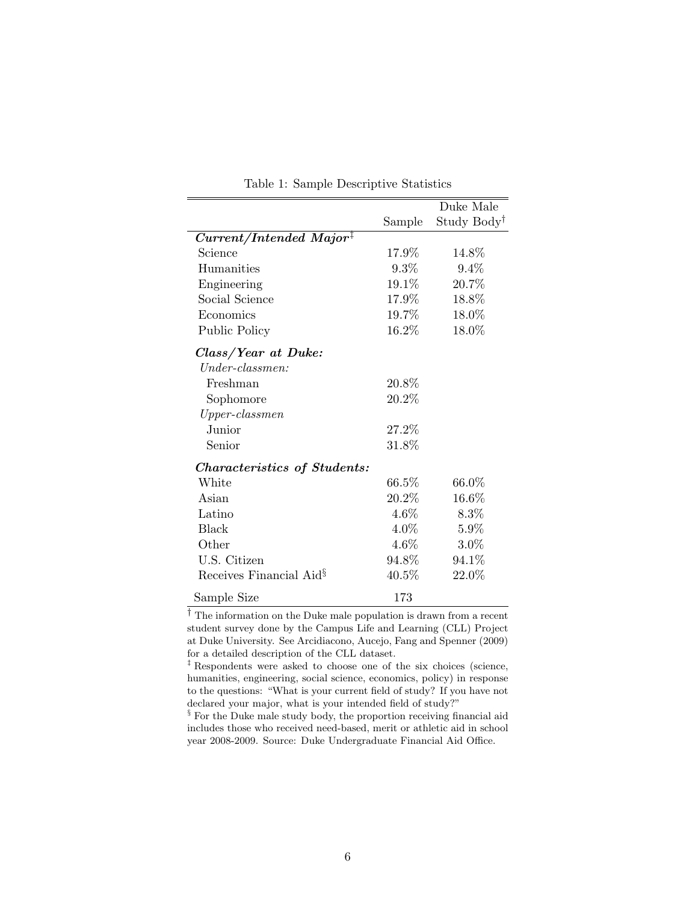Table 1: Sample Descriptive Statistics

| | Sample | Duke Male Study Body† |
|---|---|---|
| ***Current/Intended Major*‡** | | |
| Science | 17.9% | 14.8% |
| Humanities | 9.3% | 9.4% |
| Engineering | 19.1% | 20.7% |
| Social Science | 17.9% | 18.8% |
| Economics | 19.7% | 18.0% |
| Public Policy | 16.2% | 18.0% |
| ***Class/Year at Duke:*** | | |
| *Under-classmen:* | | |
| Freshman | 20.8% | |
| Sophomore | 20.2% | |
| *Upper-classmen* | | |
| Junior | 27.2% | |
| Senior | 31.8% | |
| ***Characteristics of Students:*** | | |
| White | 66.5% | 66.0% |
| Asian | 20.2% | 16.6% |
| Latino | 4.6% | 8.3% |
| Black | 4.0% | 5.9% |
| Other | 4.6% | 3.0% |
| U.S. Citizen | 94.8% | 94.1% |
| Receives Financial Aid§ | 40.5% | 22.0% |
| Sample Size | 173 | |

† The information on the Duke male population is drawn from a recent student survey done by the Campus Life and Learning (CLL) Project at Duke University. See Arcidiacono, Aucejo, Fang and Spenner (2009) for a detailed description of the CLL dataset.

‡ Respondents were asked to choose one of the six choices (science, humanities, engineering, social science, economics, policy) in response to the questions: "What is your current field of study? If you have not declared your major, what is your intended field of study?"

§ For the Duke male study body, the proportion receiving financial aid includes those who received need-based, merit or athletic aid in school year 2008-2009. Source: Duke Undergraduate Financial Aid Office.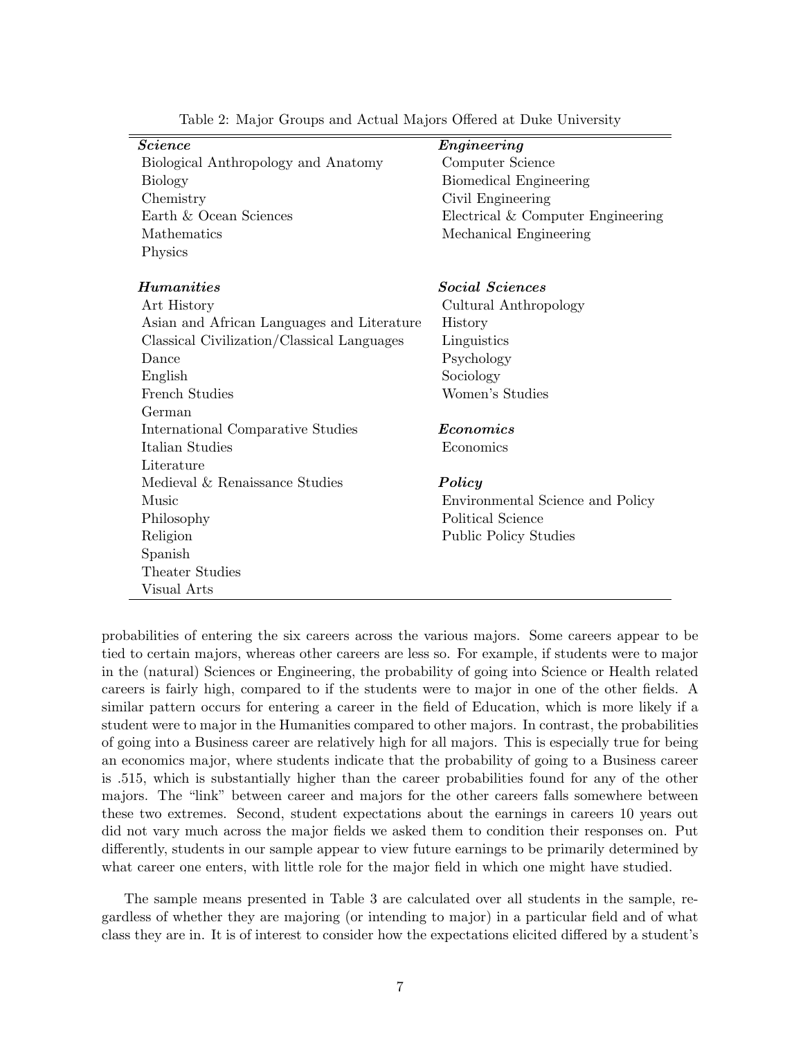Table 2: Major Groups and Actual Majors Offered at Duke University

| ***Science*** | ***Engineering*** |
|---|---|
| Biological Anthropology and Anatomy | Computer Science |
| Biology | Biomedical Engineering |
| Chemistry | Civil Engineering |
| Earth & Ocean Sciences | Electrical & Computer Engineering |
| Mathematics | Mechanical Engineering |
| Physics | |
| | |
| ***Humanities*** | ***Social Sciences*** |
| Art History | Cultural Anthropology |
| Asian and African Languages and Literature | History |
| Classical Civilization/Classical Languages | Linguistics |
| Dance | Psychology |
| English | Sociology |
| French Studies | Women's Studies |
| German | |
| International Comparative Studies | ***Economics*** |
| Italian Studies | Economics |
| Literature | |
| Medieval & Renaissance Studies | ***Policy*** |
| Music | Environmental Science and Policy |
| Philosophy | Political Science |
| Religion | Public Policy Studies |
| Spanish | |
| Theater Studies | |
| Visual Arts | |

probabilities of entering the six careers across the various majors. Some careers appear to be tied to certain majors, whereas other careers are less so. For example, if students were to major in the (natural) Sciences or Engineering, the probability of going into Science or Health related careers is fairly high, compared to if the students were to major in one of the other fields. A similar pattern occurs for entering a career in the field of Education, which is more likely if a student were to major in the Humanities compared to other majors. In contrast, the probabilities of going into a Business career are relatively high for all majors. This is especially true for being an economics major, where students indicate that the probability of going to a Business career is .515, which is substantially higher than the career probabilities found for any of the other majors. The "link" between career and majors for the other careers falls somewhere between these two extremes. Second, student expectations about the earnings in careers 10 years out did not vary much across the major fields we asked them to condition their responses on. Put differently, students in our sample appear to view future earnings to be primarily determined by what career one enters, with little role for the major field in which one might have studied.

The sample means presented in Table 3 are calculated over all students in the sample, regardless of whether they are majoring (or intending to major) in a particular field and of what class they are in. It is of interest to consider how the expectations elicited differed by a student's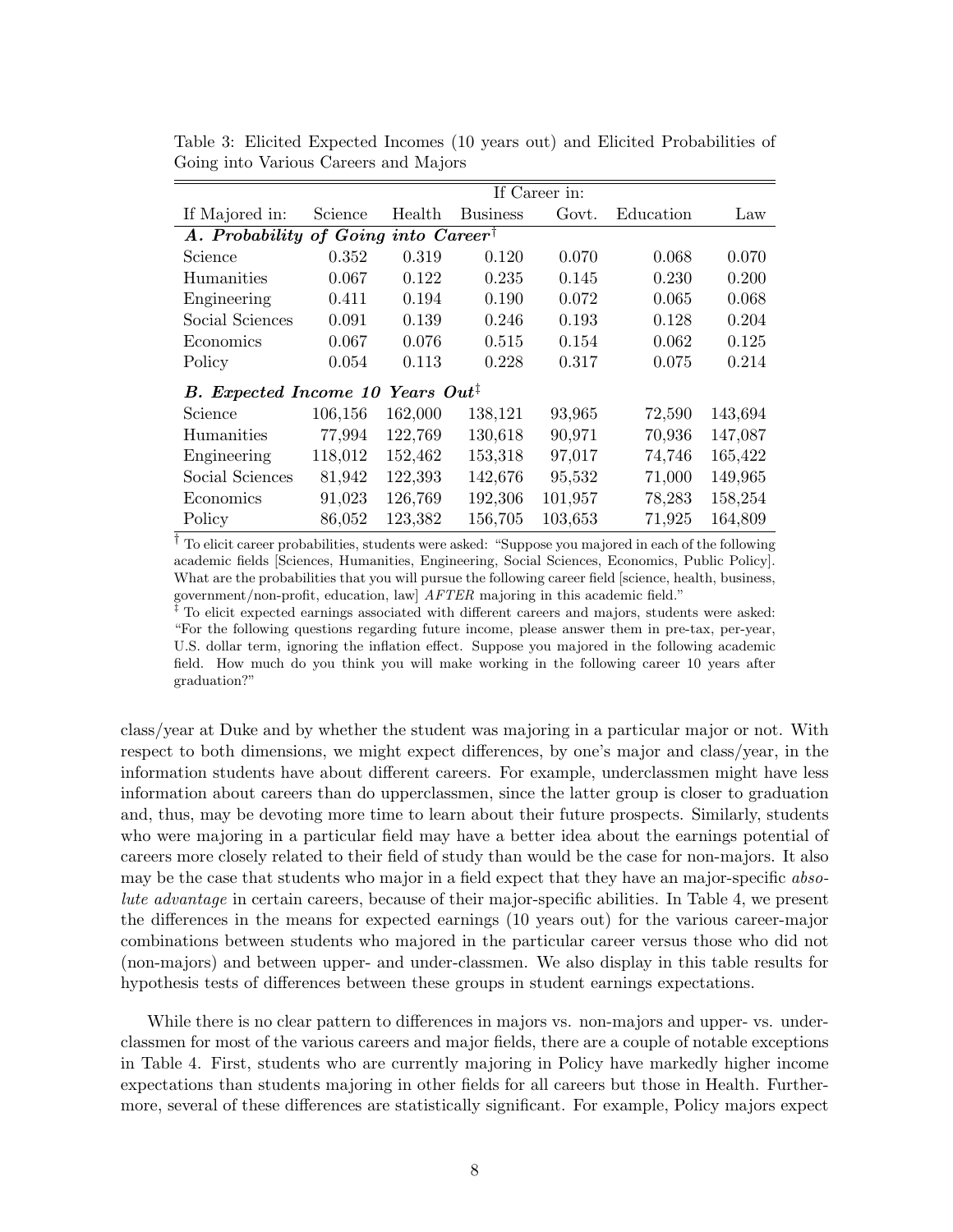Table 3: Elicited Expected Incomes (10 years out) and Elicited Probabilities of Going into Various Careers and Majors

| | If Career in: | | | | | |
|---|---|---|---|---|---|---|
| If Majored in: | Science | Health | Business | Govt. | Education | Law |
| ***A. Probability of Going into Career*** [†] | | | | | | |
| Science | 0.352 | 0.319 | 0.120 | 0.070 | 0.068 | 0.070 |
| Humanities | 0.067 | 0.122 | 0.235 | 0.145 | 0.230 | 0.200 |
| Engineering | 0.411 | 0.194 | 0.190 | 0.072 | 0.065 | 0.068 |
| Social Sciences | 0.091 | 0.139 | 0.246 | 0.193 | 0.128 | 0.204 |
| Economics | 0.067 | 0.076 | 0.515 | 0.154 | 0.062 | 0.125 |
| Policy | 0.054 | 0.113 | 0.228 | 0.317 | 0.075 | 0.214 |
| ***B. Expected Income 10 Years Out*** [‡] | | | | | | |
| Science | 106,156 | 162,000 | 138,121 | 93,965 | 72,590 | 143,694 |
| Humanities | 77,994 | 122,769 | 130,618 | 90,971 | 70,936 | 147,087 |
| Engineering | 118,012 | 152,462 | 153,318 | 97,017 | 74,746 | 165,422 |
| Social Sciences | 81,942 | 122,393 | 142,676 | 95,532 | 71,000 | 149,965 |
| Economics | 91,023 | 126,769 | 192,306 | 101,957 | 78,283 | 158,254 |
| Policy | 86,052 | 123,382 | 156,705 | 103,653 | 71,925 | 164,809 |

[†] To elicit career probabilities, students were asked: "Suppose you majored in each of the following academic fields [Sciences, Humanities, Engineering, Social Sciences, Economics, Public Policy]. What are the probabilities that you will pursue the following career field [science, health, business, government/non-profit, education, law] *AFTER* majoring in this academic field."

[‡] To elicit expected earnings associated with different careers and majors, students were asked: "For the following questions regarding future income, please answer them in pre-tax, per-year, U.S. dollar term, ignoring the inflation effect. Suppose you majored in the following academic field. How much do you think you will make working in the following career 10 years after graduation?"

class/year at Duke and by whether the student was majoring in a particular major or not. With respect to both dimensions, we might expect differences, by one's major and class/year, in the information students have about different careers. For example, underclassmen might have less information about careers than do upperclassmen, since the latter group is closer to graduation and, thus, may be devoting more time to learn about their future prospects. Similarly, students who were majoring in a particular field may have a better idea about the earnings potential of careers more closely related to their field of study than would be the case for non-majors. It also may be the case that students who major in a field expect that they have an major-specific *absolute advantage* in certain careers, because of their major-specific abilities. In Table 4, we present the differences in the means for expected earnings (10 years out) for the various career-major combinations between students who majored in the particular career versus those who did not (non-majors) and between upper- and under-classmen. We also display in this table results for hypothesis tests of differences between these groups in student earnings expectations.

While there is no clear pattern to differences in majors vs. non-majors and upper- vs. underclassmen for most of the various careers and major fields, there are a couple of notable exceptions in Table 4. First, students who are currently majoring in Policy have markedly higher income expectations than students majoring in other fields for all careers but those in Health. Furthermore, several of these differences are statistically significant. For example, Policy majors expect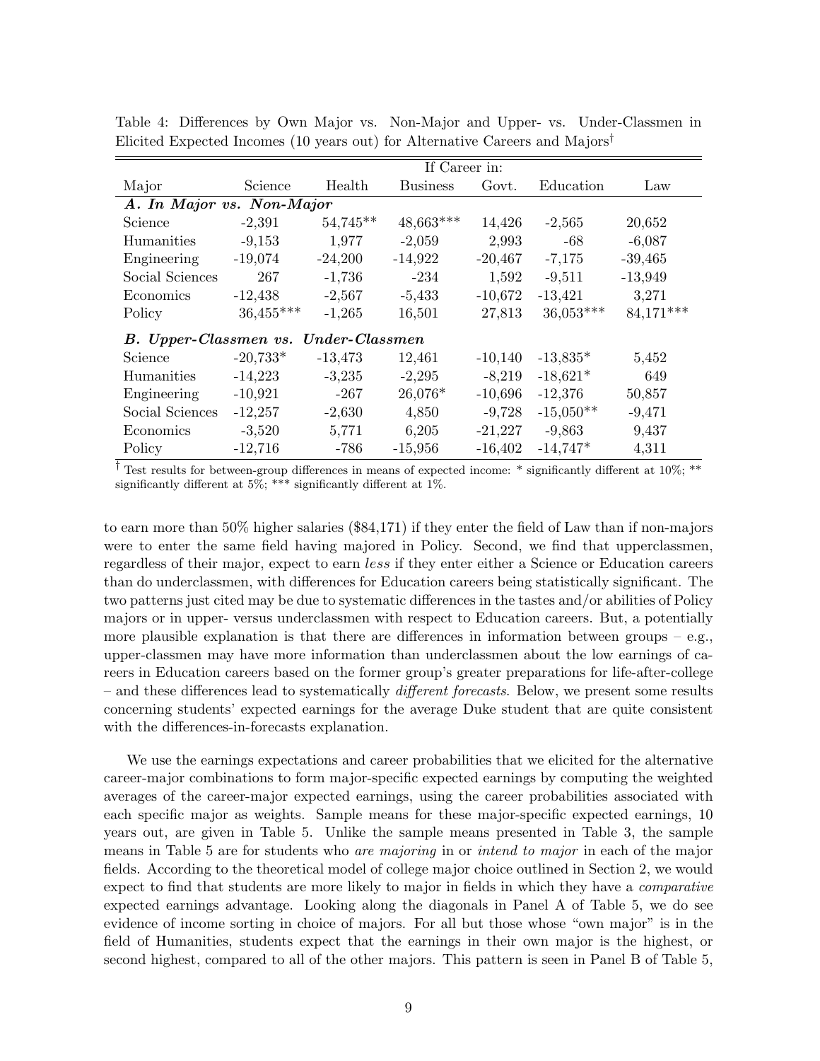Table 4: Differences by Own Major vs. Non-Major and Upper- vs. Under-Classmen in Elicited Expected Incomes (10 years out) for Alternative Careers and Majors†

| | If Career in: | | | | | |
|---|---|---|---|---|---|---|
| Major | Science | Health | Business | Govt. | Education | Law |
| ***A. In Major vs. Non-Major*** | | | | | | |
| Science | -2,391 | 54,745** | 48,663*** | 14,426 | -2,565 | 20,652 |
| Humanities | -9,153 | 1,977 | -2,059 | 2,993 | -68 | -6,087 |
| Engineering | -19,074 | -24,200 | -14,922 | -20,467 | -7,175 | -39,465 |
| Social Sciences | 267 | -1,736 | -234 | 1,592 | -9,511 | -13,949 |
| Economics | -12,438 | -2,567 | -5,433 | -10,672 | -13,421 | 3,271 |
| Policy | 36,455*** | -1,265 | 16,501 | 27,813 | 36,053*** | 84,171*** |
| ***B. Upper-Classmen vs. Under-Classmen*** | | | | | | |
| Science | -20,733* | -13,473 | 12,461 | -10,140 | -13,835* | 5,452 |
| Humanities | -14,223 | -3,235 | -2,295 | -8,219 | -18,621* | 649 |
| Engineering | -10,921 | -267 | 26,076* | -10,696 | -12,376 | 50,857 |
| Social Sciences | -12,257 | -2,630 | 4,850 | -9,728 | -15,050** | -9,471 |
| Economics | -3,520 | 5,771 | 6,205 | -21,227 | -9,863 | 9,437 |
| Policy | -12,716 | -786 | -15,956 | -16,402 | -14,747* | 4,311 |

† Test results for between-group differences in means of expected income: * significantly different at 10%; ** significantly different at 5%; *** significantly different at 1%.

to earn more than 50% higher salaries ($84,171) if they enter the field of Law than if non-majors were to enter the same field having majored in Policy. Second, we find that upperclassmen, regardless of their major, expect to earn *less* if they enter either a Science or Education careers than do underclassmen, with differences for Education careers being statistically significant. The two patterns just cited may be due to systematic differences in the tastes and/or abilities of Policy majors or in upper- versus underclassmen with respect to Education careers. But, a potentially more plausible explanation is that there are differences in information between groups – e.g., upper-classmen may have more information than underclassmen about the low earnings of careers in Education careers based on the former group's greater preparations for life-after-college – and these differences lead to systematically *different forecasts*. Below, we present some results concerning students' expected earnings for the average Duke student that are quite consistent with the differences-in-forecasts explanation.

We use the earnings expectations and career probabilities that we elicited for the alternative career-major combinations to form major-specific expected earnings by computing the weighted averages of the career-major expected earnings, using the career probabilities associated with each specific major as weights. Sample means for these major-specific expected earnings, 10 years out, are given in Table 5. Unlike the sample means presented in Table 3, the sample means in Table 5 are for students who *are majoring* in or *intend to major* in each of the major fields. According to the theoretical model of college major choice outlined in Section 2, we would expect to find that students are more likely to major in fields in which they have a *comparative* expected earnings advantage. Looking along the diagonals in Panel A of Table 5, we do see evidence of income sorting in choice of majors. For all but those whose "own major" is in the field of Humanities, students expect that the earnings in their own major is the highest, or second highest, compared to all of the other majors. This pattern is seen in Panel B of Table 5,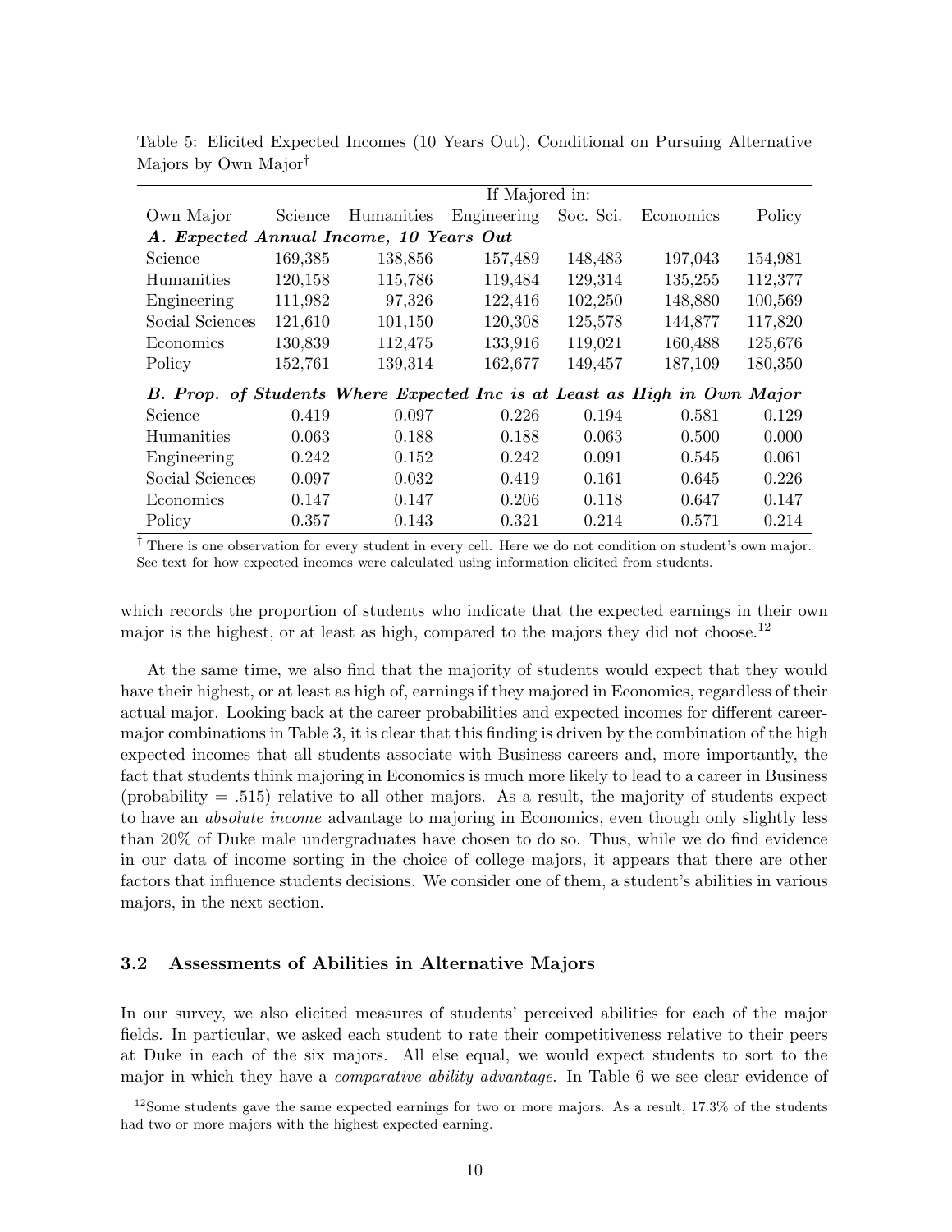Table 5: Elicited Expected Incomes (10 Years Out), Conditional on Pursuing Alternative Majors by Own Major†

| | If Majored in: | | | | | |
|---|---|---|---|---|---|---|
| Own Major | Science | Humanities | Engineering | Soc. Sci. | Economics | Policy |
| ***A. Expected Annual Income, 10 Years Out*** | | | | | | |
| Science | 169,385 | 138,856 | 157,489 | 148,483 | 197,043 | 154,981 |
| Humanities | 120,158 | 115,786 | 119,484 | 129,314 | 135,255 | 112,377 |
| Engineering | 111,982 | 97,326 | 122,416 | 102,250 | 148,880 | 100,569 |
| Social Sciences | 121,610 | 101,150 | 120,308 | 125,578 | 144,877 | 117,820 |
| Economics | 130,839 | 112,475 | 133,916 | 119,021 | 160,488 | 125,676 |
| Policy | 152,761 | 139,314 | 162,677 | 149,457 | 187,109 | 180,350 |
| ***B. Prop. of Students Where Expected Inc is at Least as High in Own Major*** | | | | | | |
| Science | 0.419 | 0.097 | 0.226 | 0.194 | 0.581 | 0.129 |
| Humanities | 0.063 | 0.188 | 0.188 | 0.063 | 0.500 | 0.000 |
| Engineering | 0.242 | 0.152 | 0.242 | 0.091 | 0.545 | 0.061 |
| Social Sciences | 0.097 | 0.032 | 0.419 | 0.161 | 0.645 | 0.226 |
| Economics | 0.147 | 0.147 | 0.206 | 0.118 | 0.647 | 0.147 |
| Policy | 0.357 | 0.143 | 0.321 | 0.214 | 0.571 | 0.214 |

† There is one observation for every student in every cell. Here we do not condition on student's own major. See text for how expected incomes were calculated using information elicited from students.

which records the proportion of students who indicate that the expected earnings in their own major is the highest, or at least as high, compared to the majors they did not choose.[12]

At the same time, we also find that the majority of students would expect that they would have their highest, or at least as high of, earnings if they majored in Economics, regardless of their actual major. Looking back at the career probabilities and expected incomes for different career-major combinations in Table 3, it is clear that this finding is driven by the combination of the high expected incomes that all students associate with Business careers and, more importantly, the fact that students think majoring in Economics is much more likely to lead to a career in Business (probability = .515) relative to all other majors. As a result, the majority of students expect to have an *absolute income* advantage to majoring in Economics, even though only slightly less than 20% of Duke male undergraduates have chosen to do so. Thus, while we do find evidence in our data of income sorting in the choice of college majors, it appears that there are other factors that influence students decisions. We consider one of them, a student's abilities in various majors, in the next section.

### 3.2 Assessments of Abilities in Alternative Majors

In our survey, we also elicited measures of students' perceived abilities for each of the major fields. In particular, we asked each student to rate their competitiveness relative to their peers at Duke in each of the six majors. All else equal, we would expect students to sort to the major in which they have a *comparative ability advantage*. In Table 6 we see clear evidence of

[12] Some students gave the same expected earnings for two or more majors. As a result, 17.3% of the students had two or more majors with the highest expected earning.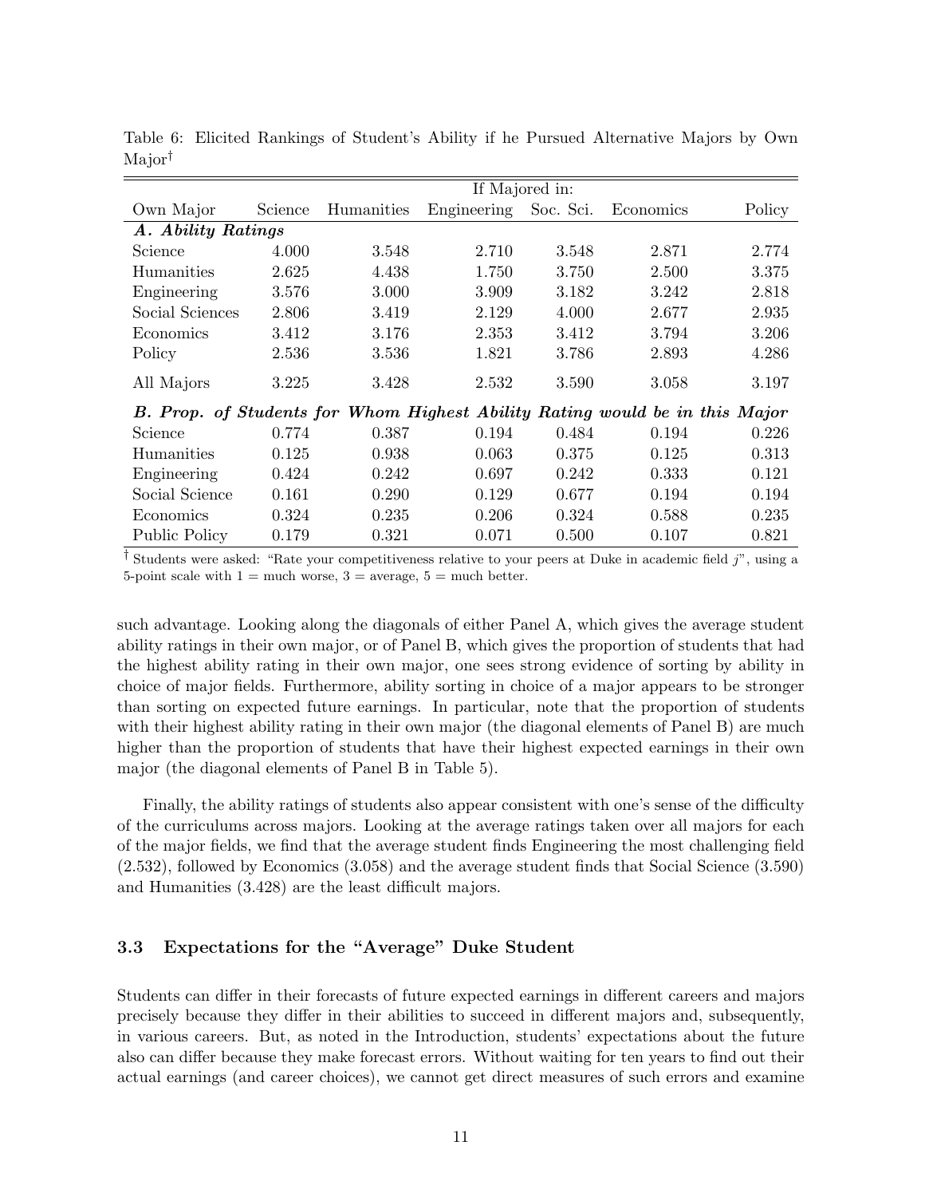Table 6: Elicited Rankings of Student's Ability if he Pursued Alternative Majors by Own Major[†]

| | If Majored in: | | | | | |
|---|---|---|---|---|---|---|
| Own Major | Science | Humanities | Engineering | Soc. Sci. | Economics | Policy |
| ***A. Ability Ratings*** | | | | | | |
| Science | 4.000 | 3.548 | 2.710 | 3.548 | 2.871 | 2.774 |
| Humanities | 2.625 | 4.438 | 1.750 | 3.750 | 2.500 | 3.375 |
| Engineering | 3.576 | 3.000 | 3.909 | 3.182 | 3.242 | 2.818 |
| Social Sciences | 2.806 | 3.419 | 2.129 | 4.000 | 2.677 | 2.935 |
| Economics | 3.412 | 3.176 | 2.353 | 3.412 | 3.794 | 3.206 |
| Policy | 2.536 | 3.536 | 1.821 | 3.786 | 2.893 | 4.286 |
| All Majors | 3.225 | 3.428 | 2.532 | 3.590 | 3.058 | 3.197 |
| ***B. Prop. of Students for Whom Highest Ability Rating would be in this Major*** | | | | | | |
| Science | 0.774 | 0.387 | 0.194 | 0.484 | 0.194 | 0.226 |
| Humanities | 0.125 | 0.938 | 0.063 | 0.375 | 0.125 | 0.313 |
| Engineering | 0.424 | 0.242 | 0.697 | 0.242 | 0.333 | 0.121 |
| Social Science | 0.161 | 0.290 | 0.129 | 0.677 | 0.194 | 0.194 |
| Economics | 0.324 | 0.235 | 0.206 | 0.324 | 0.588 | 0.235 |
| Public Policy | 0.179 | 0.321 | 0.071 | 0.500 | 0.107 | 0.821 |

[†] Students were asked: "Rate your competitiveness relative to your peers at Duke in academic field $j$", using a 5-point scale with 1 = much worse, 3 = average, 5 = much better.

such advantage. Looking along the diagonals of either Panel A, which gives the average student ability ratings in their own major, or of Panel B, which gives the proportion of students that had the highest ability rating in their own major, one sees strong evidence of sorting by ability in choice of major fields. Furthermore, ability sorting in choice of a major appears to be stronger than sorting on expected future earnings. In particular, note that the proportion of students with their highest ability rating in their own major (the diagonal elements of Panel B) are much higher than the proportion of students that have their highest expected earnings in their own major (the diagonal elements of Panel B in Table 5).

Finally, the ability ratings of students also appear consistent with one's sense of the difficulty of the curriculums across majors. Looking at the average ratings taken over all majors for each of the major fields, we find that the average student finds Engineering the most challenging field (2.532), followed by Economics (3.058) and the average student finds that Social Science (3.590) and Humanities (3.428) are the least difficult majors.

### 3.3 Expectations for the "Average" Duke Student

Students can differ in their forecasts of future expected earnings in different careers and majors precisely because they differ in their abilities to succeed in different majors and, subsequently, in various careers. But, as noted in the Introduction, students' expectations about the future also can differ because they make forecast errors. Without waiting for ten years to find out their actual earnings (and career choices), we cannot get direct measures of such errors and examine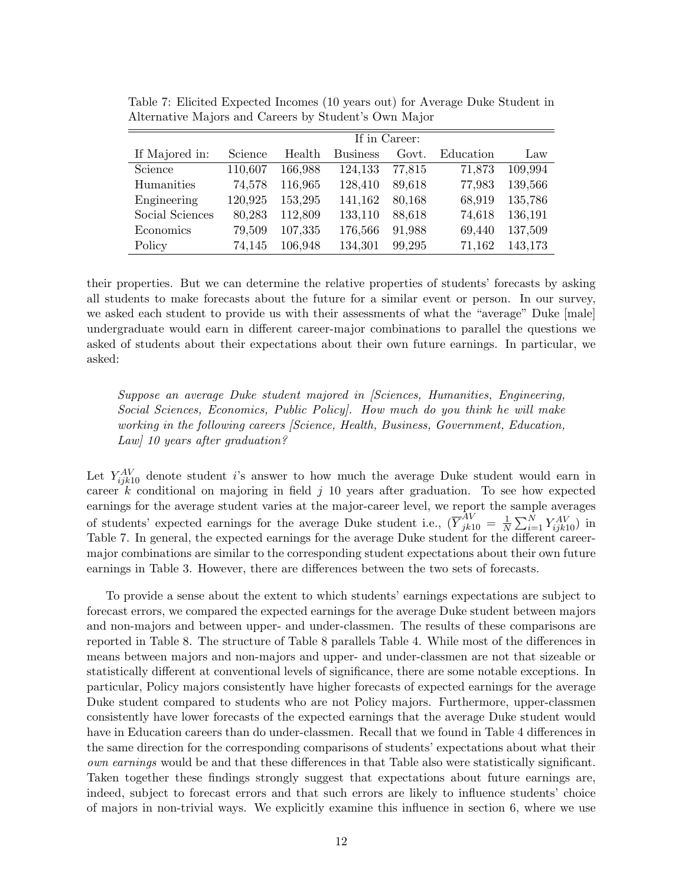Table 7: Elicited Expected Incomes (10 years out) for Average Duke Student in Alternative Majors and Careers by Student's Own Major

| | If in Career: | | | | | |
|---|---|---|---|---|---|---|
| If Majored in: | Science | Health | Business | Govt. | Education | Law |
| Science | 110,607 | 166,988 | 124,133 | 77,815 | 71,873 | 109,994 |
| Humanities | 74,578 | 116,965 | 128,410 | 89,618 | 77,983 | 139,566 |
| Engineering | 120,925 | 153,295 | 141,162 | 80,168 | 68,919 | 135,786 |
| Social Sciences | 80,283 | 112,809 | 133,110 | 88,618 | 74,618 | 136,191 |
| Economics | 79,509 | 107,335 | 176,566 | 91,988 | 69,440 | 137,509 |
| Policy | 74,145 | 106,948 | 134,301 | 99,295 | 71,162 | 143,173 |

their properties. But we can determine the relative properties of students' forecasts by asking all students to make forecasts about the future for a similar event or person. In our survey, we asked each student to provide us with their assessments of what the "average" Duke [male] undergraduate would earn in different career-major combinations to parallel the questions we asked of students about their expectations about their own future earnings. In particular, we asked:

*Suppose an average Duke student majored in [Sciences, Humanities, Engineering, Social Sciences, Economics, Public Policy]. How much do you think he will make working in the following careers [Science, Health, Business, Government, Education, Law] 10 years after graduation?*

Let $Y_{ijk10}^{AV}$ denote student $i$'s answer to how much the average Duke student would earn in career $k$ conditional on majoring in field $j$ 10 years after graduation. To see how expected earnings for the average student varies at the major-career level, we report the sample averages of students' expected earnings for the average Duke student i.e., ($\overline{Y}_{jk10}^{AV} = \frac{1}{N}\sum_{i=1}^{N} Y_{ijk10}^{AV}$) in Table 7. In general, the expected earnings for the average Duke student for the different career-major combinations are similar to the corresponding student expectations about their own future earnings in Table 3. However, there are differences between the two sets of forecasts.

To provide a sense about the extent to which students' earnings expectations are subject to forecast errors, we compared the expected earnings for the average Duke student between majors and non-majors and between upper- and under-classmen. The results of these comparisons are reported in Table 8. The structure of Table 8 parallels Table 4. While most of the differences in means between majors and non-majors and upper- and under-classmen are not that sizeable or statistically different at conventional levels of significance, there are some notable exceptions. In particular, Policy majors consistently have higher forecasts of expected earnings for the average Duke student compared to students who are not Policy majors. Furthermore, upper-classmen consistently have lower forecasts of the expected earnings that the average Duke student would have in Education careers than do under-classmen. Recall that we found in Table 4 differences in the same direction for the corresponding comparisons of students' expectations about what their *own earnings* would be and that these differences in that Table also were statistically significant. Taken together these findings strongly suggest that expectations about future earnings are, indeed, subject to forecast errors and that such errors are likely to influence students' choice of majors in non-trivial ways. We explicitly examine this influence in section 6, where we use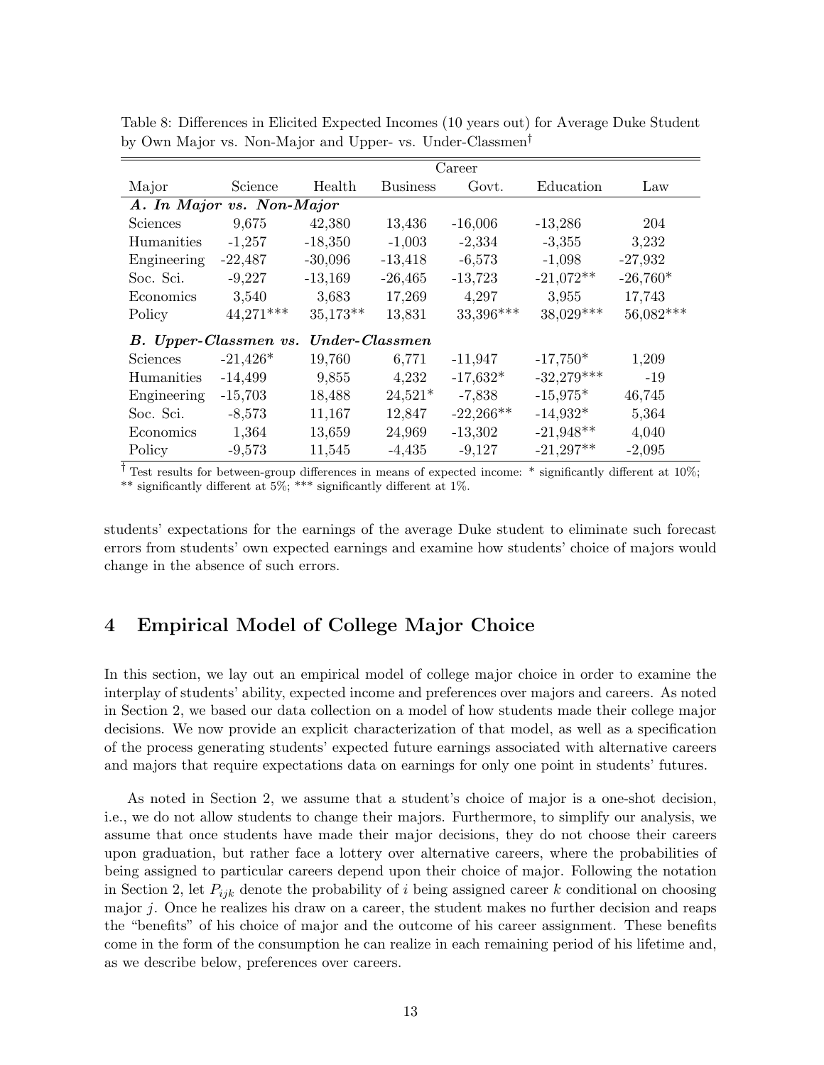Table 8: Differences in Elicited Expected Incomes (10 years out) for Average Duke Student by Own Major vs. Non-Major and Upper- vs. Under-Classmen†

| | Career | | | | | |
|---|---|---|---|---|---|---|
| Major | Science | Health | Business | Govt. | Education | Law |
| ***A. In Major vs. Non-Major*** | | | | | | |
| Sciences | 9,675 | 42,380 | 13,436 | -16,006 | -13,286 | 204 |
| Humanities | -1,257 | -18,350 | -1,003 | -2,334 | -3,355 | 3,232 |
| Engineering | -22,487 | -30,096 | -13,418 | -6,573 | -1,098 | -27,932 |
| Soc. Sci. | -9,227 | -13,169 | -26,465 | -13,723 | -21,072** | -26,760* |
| Economics | 3,540 | 3,683 | 17,269 | 4,297 | 3,955 | 17,743 |
| Policy | 44,271*** | 35,173** | 13,831 | 33,396*** | 38,029*** | 56,082*** |
| ***B. Upper-Classmen vs. Under-Classmen*** | | | | | | |
| Sciences | -21,426* | 19,760 | 6,771 | -11,947 | -17,750* | 1,209 |
| Humanities | -14,499 | 9,855 | 4,232 | -17,632* | -32,279*** | -19 |
| Engineering | -15,703 | 18,488 | 24,521* | -7,838 | -15,975* | 46,745 |
| Soc. Sci. | -8,573 | 11,167 | 12,847 | -22,266** | -14,932* | 5,364 |
| Economics | 1,364 | 13,659 | 24,969 | -13,302 | -21,948** | 4,040 |
| Policy | -9,573 | 11,545 | -4,435 | -9,127 | -21,297** | -2,095 |

† Test results for between-group differences in means of expected income: * significantly different at 10%; ** significantly different at 5%; *** significantly different at 1%.

students' expectations for the earnings of the average Duke student to eliminate such forecast errors from students' own expected earnings and examine how students' choice of majors would change in the absence of such errors.

## 4 Empirical Model of College Major Choice

In this section, we lay out an empirical model of college major choice in order to examine the interplay of students' ability, expected income and preferences over majors and careers. As noted in Section 2, we based our data collection on a model of how students made their college major decisions. We now provide an explicit characterization of that model, as well as a specification of the process generating students' expected future earnings associated with alternative careers and majors that require expectations data on earnings for only one point in students' futures.

As noted in Section 2, we assume that a student's choice of major is a one-shot decision, i.e., we do not allow students to change their majors. Furthermore, to simplify our analysis, we assume that once students have made their major decisions, they do not choose their careers upon graduation, but rather face a lottery over alternative careers, where the probabilities of being assigned to particular careers depend upon their choice of major. Following the notation in Section 2, let $P_{ijk}$ denote the probability of $i$ being assigned career $k$ conditional on choosing major $j$. Once he realizes his draw on a career, the student makes no further decision and reaps the "benefits" of his choice of major and the outcome of his career assignment. These benefits come in the form of the consumption he can realize in each remaining period of his lifetime and, as we describe below, preferences over careers.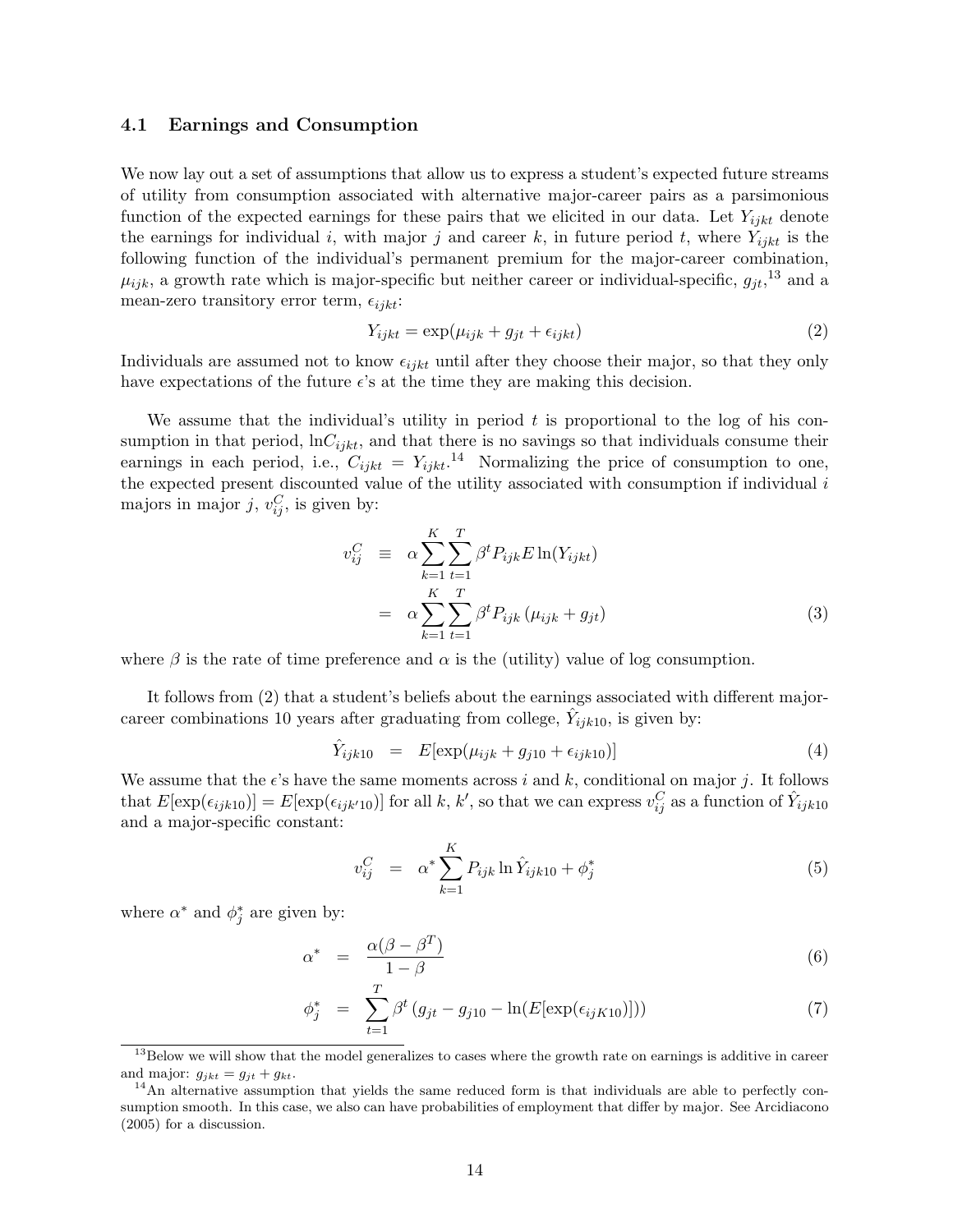### 4.1 Earnings and Consumption

We now lay out a set of assumptions that allow us to express a student's expected future streams of utility from consumption associated with alternative major-career pairs as a parsimonious function of the expected earnings for these pairs that we elicited in our data. Let $Y_{ijkt}$ denote the earnings for individual $i$, with major $j$ and career $k$, in future period $t$, where $Y_{ijkt}$ is the following function of the individual's permanent premium for the major-career combination, $\mu_{ijk}$, a growth rate which is major-specific but neither career or individual-specific, $g_{jt}$,[13] and a mean-zero transitory error term, $\epsilon_{ijkt}$:

$$Y_{ijkt} = \exp(\mu_{ijk} + g_{jt} + \epsilon_{ijkt}) \tag{2}$$

Individuals are assumed not to know $\epsilon_{ijkt}$ until after they choose their major, so that they only have expectations of the future $\epsilon$'s at the time they are making this decision.

We assume that the individual's utility in period $t$ is proportional to the log of his consumption in that period, $\ln C_{ijkt}$, and that there is no savings so that individuals consume their earnings in each period, i.e., $C_{ijkt} = Y_{ijkt}$.[14] Normalizing the price of consumption to one, the expected present discounted value of the utility associated with consumption if individual $i$ majors in major $j$, $v_{ij}^C$, is given by:

$$\begin{aligned} v_{ij}^C &\equiv \alpha \sum_{k=1}^{K} \sum_{t=1}^{T} \beta^t P_{ijk} E \ln(Y_{ijkt}) \\ &= \alpha \sum_{k=1}^{K} \sum_{t=1}^{T} \beta^t P_{ijk} \left(\mu_{ijk} + g_{jt}\right) \end{aligned} \tag{3}$$

where $\beta$ is the rate of time preference and $\alpha$ is the (utility) value of log consumption.

It follows from (2) that a student's beliefs about the earnings associated with different major-career combinations 10 years after graduating from college, $\hat{Y}_{ijk10}$, is given by:

$$\hat{Y}_{ijk10} = E[\exp(\mu_{ijk} + g_{j10} + \epsilon_{ijk10})] \tag{4}$$

We assume that the $\epsilon$'s have the same moments across $i$ and $k$, conditional on major $j$. It follows that $E[\exp(\epsilon_{ijk10})] = E[\exp(\epsilon_{ijk'10})]$ for all $k$, $k'$, so that we can express $v_{ij}^C$ as a function of $\hat{Y}_{ijk10}$ and a major-specific constant:

$$v_{ij}^C = \alpha^* \sum_{k=1}^{K} P_{ijk} \ln \hat{Y}_{ijk10} + \phi_j^* \tag{5}$$

where $\alpha^*$ and $\phi_j^*$ are given by:

$$\alpha^* = \frac{\alpha(\beta - \beta^T)}{1 - \beta} \tag{6}$$

$$\phi_j^* = \sum_{t=1}^{T} \beta^t \left(g_{jt} - g_{j10} - \ln(E[\exp(\epsilon_{ijK10})])\right) \tag{7}$$

[13] Below we will show that the model generalizes to cases where the growth rate on earnings is additive in career and major: $g_{jkt} = g_{jt} + g_{kt}$.

[14] An alternative assumption that yields the same reduced form is that individuals are able to perfectly consumption smooth. In this case, we also can have probabilities of employment that differ by major. See Arcidiacono (2005) for a discussion.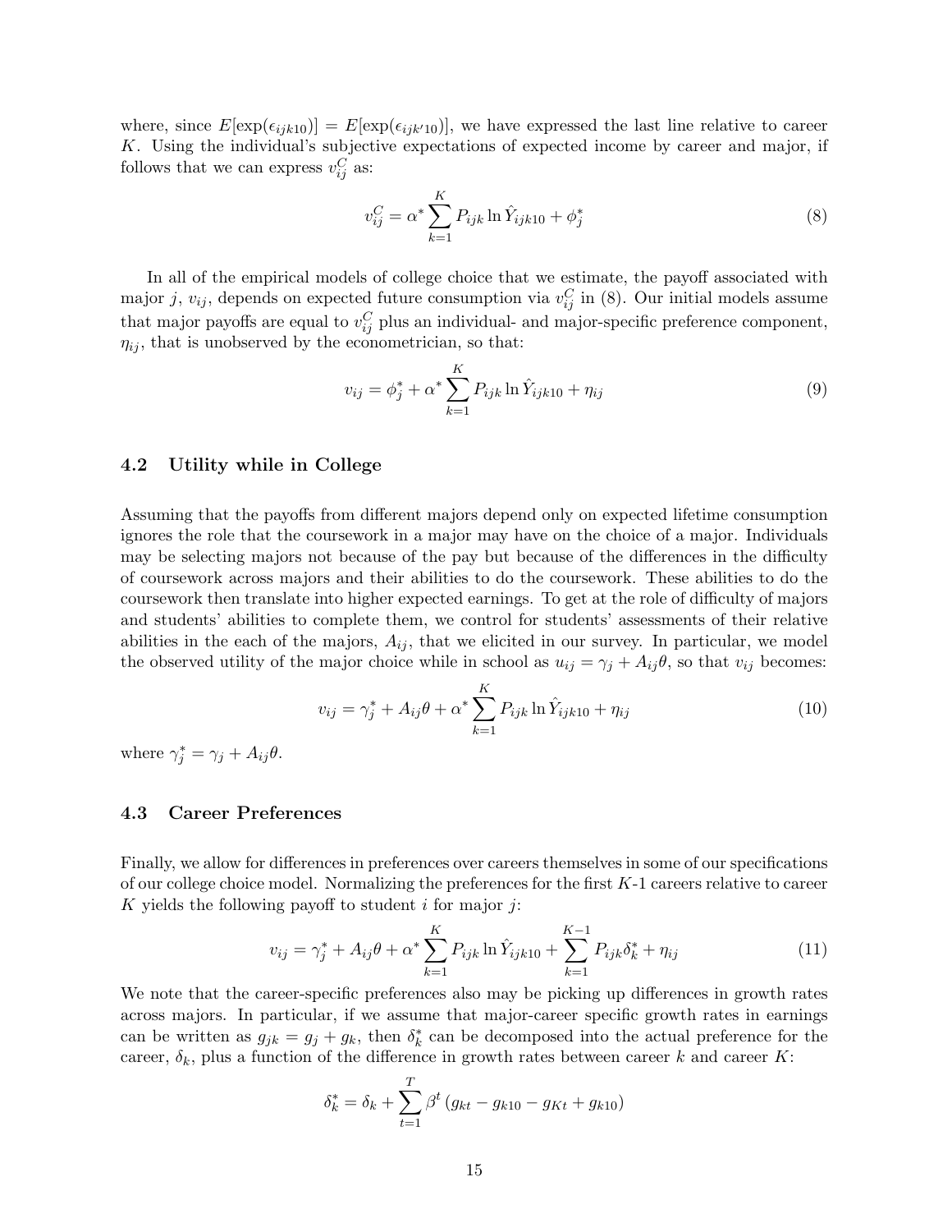where, since $E[\exp(\epsilon_{ijk10})] = E[\exp(\epsilon_{ijk'10})]$, we have expressed the last line relative to career $K$. Using the individual's subjective expectations of expected income by career and major, if follows that we can express $v_{ij}^C$ as:

$$v_{ij}^C = \alpha^* \sum_{k=1}^{K} P_{ijk} \ln \hat{Y}_{ijk10} + \phi_j^* \tag{8}$$

In all of the empirical models of college choice that we estimate, the payoff associated with major $j$, $v_{ij}$, depends on expected future consumption via $v_{ij}^C$ in (8). Our initial models assume that major payoffs are equal to $v_{ij}^C$ plus an individual- and major-specific preference component, $\eta_{ij}$, that is unobserved by the econometrician, so that:

$$v_{ij} = \phi_j^* + \alpha^* \sum_{k=1}^{K} P_{ijk} \ln \hat{Y}_{ijk10} + \eta_{ij} \tag{9}$$

### 4.2 Utility while in College

Assuming that the payoffs from different majors depend only on expected lifetime consumption ignores the role that the coursework in a major may have on the choice of a major. Individuals may be selecting majors not because of the pay but because of the differences in the difficulty of coursework across majors and their abilities to do the coursework. These abilities to do the coursework then translate into higher expected earnings. To get at the role of difficulty of majors and students' abilities to complete them, we control for students' assessments of their relative abilities in the each of the majors, $A_{ij}$, that we elicited in our survey. In particular, we model the observed utility of the major choice while in school as $u_{ij} = \gamma_j + A_{ij}\theta$, so that $v_{ij}$ becomes:

$$v_{ij} = \gamma_j^* + A_{ij}\theta + \alpha^* \sum_{k=1}^{K} P_{ijk} \ln \hat{Y}_{ijk10} + \eta_{ij} \tag{10}$$

where $\gamma_j^* = \gamma_j + A_{ij}\theta$.

### 4.3 Career Preferences

Finally, we allow for differences in preferences over careers themselves in some of our specifications of our college choice model. Normalizing the preferences for the first $K$-1 careers relative to career $K$ yields the following payoff to student $i$ for major $j$:

$$v_{ij} = \gamma_j^* + A_{ij}\theta + \alpha^* \sum_{k=1}^{K} P_{ijk} \ln \hat{Y}_{ijk10} + \sum_{k=1}^{K-1} P_{ijk}\delta_k^* + \eta_{ij} \tag{11}$$

We note that the career-specific preferences also may be picking up differences in growth rates across majors. In particular, if we assume that major-career specific growth rates in earnings can be written as $g_{jk} = g_j + g_k$, then $\delta_k^*$ can be decomposed into the actual preference for the career, $\delta_k$, plus a function of the difference in growth rates between career $k$ and career $K$:

$$\delta_k^* = \delta_k + \sum_{t=1}^{T} \beta^t \left( g_{kt} - g_{k10} - g_{Kt} + g_{k10} \right)$$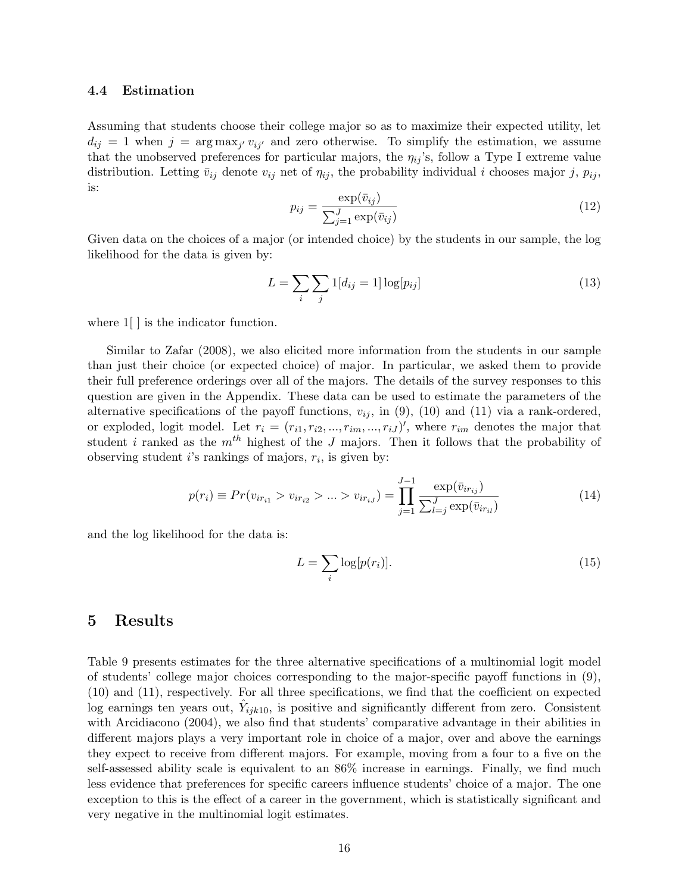### 4.4 Estimation

Assuming that students choose their college major so as to maximize their expected utility, let $d_{ij} = 1$ when $j = \arg\max_{j'} v_{ij'}$ and zero otherwise. To simplify the estimation, we assume that the unobserved preferences for particular majors, the $\eta_{ij}$'s, follow a Type I extreme value distribution. Letting $\bar{v}_{ij}$ denote $v_{ij}$ net of $\eta_{ij}$, the probability individual $i$ chooses major $j$, $p_{ij}$, is:

$$p_{ij} = \frac{\exp(\bar{v}_{ij})}{\sum_{j=1}^{J} \exp(\bar{v}_{ij})} \tag{12}$$

Given data on the choices of a major (or intended choice) by the students in our sample, the log likelihood for the data is given by:

$$L = \sum_{i} \sum_{j} 1[d_{ij} = 1] \log[p_{ij}] \tag{13}$$

where 1[ ] is the indicator function.

Similar to Zafar (2008), we also elicited more information from the students in our sample than just their choice (or expected choice) of major. In particular, we asked them to provide their full preference orderings over all of the majors. The details of the survey responses to this question are given in the Appendix. These data can be used to estimate the parameters of the alternative specifications of the payoff functions, $v_{ij}$, in (9), (10) and (11) via a rank-ordered, or exploded, logit model. Let $r_i = (r_{i1}, r_{i2}, ..., r_{im}, ..., r_{iJ})'$, where $r_{im}$ denotes the major that student $i$ ranked as the $m^{th}$ highest of the $J$ majors. Then it follows that the probability of observing student $i$'s rankings of majors, $r_i$, is given by:

$$p(r_i) \equiv Pr(v_{ir_{i1}} > v_{ir_{i2}} > ... > v_{ir_{iJ}}) = \prod_{j=1}^{J-1} \frac{\exp(\bar{v}_{ir_{ij}})}{\sum_{l=j}^{J} \exp(\bar{v}_{ir_{il}})} \tag{14}$$

and the log likelihood for the data is:

$$L = \sum_{i} \log[p(r_i)]. \tag{15}$$

## 5 Results

Table 9 presents estimates for the three alternative specifications of a multinomial logit model of students' college major choices corresponding to the major-specific payoff functions in (9), (10) and (11), respectively. For all three specifications, we find that the coefficient on expected log earnings ten years out, $\hat{Y}_{ijk10}$, is positive and significantly different from zero. Consistent with Arcidiacono (2004), we also find that students' comparative advantage in their abilities in different majors plays a very important role in choice of a major, over and above the earnings they expect to receive from different majors. For example, moving from a four to a five on the self-assessed ability scale is equivalent to an 86% increase in earnings. Finally, we find much less evidence that preferences for specific careers influence students' choice of a major. The one exception to this is the effect of a career in the government, which is statistically significant and very negative in the multinomial logit estimates.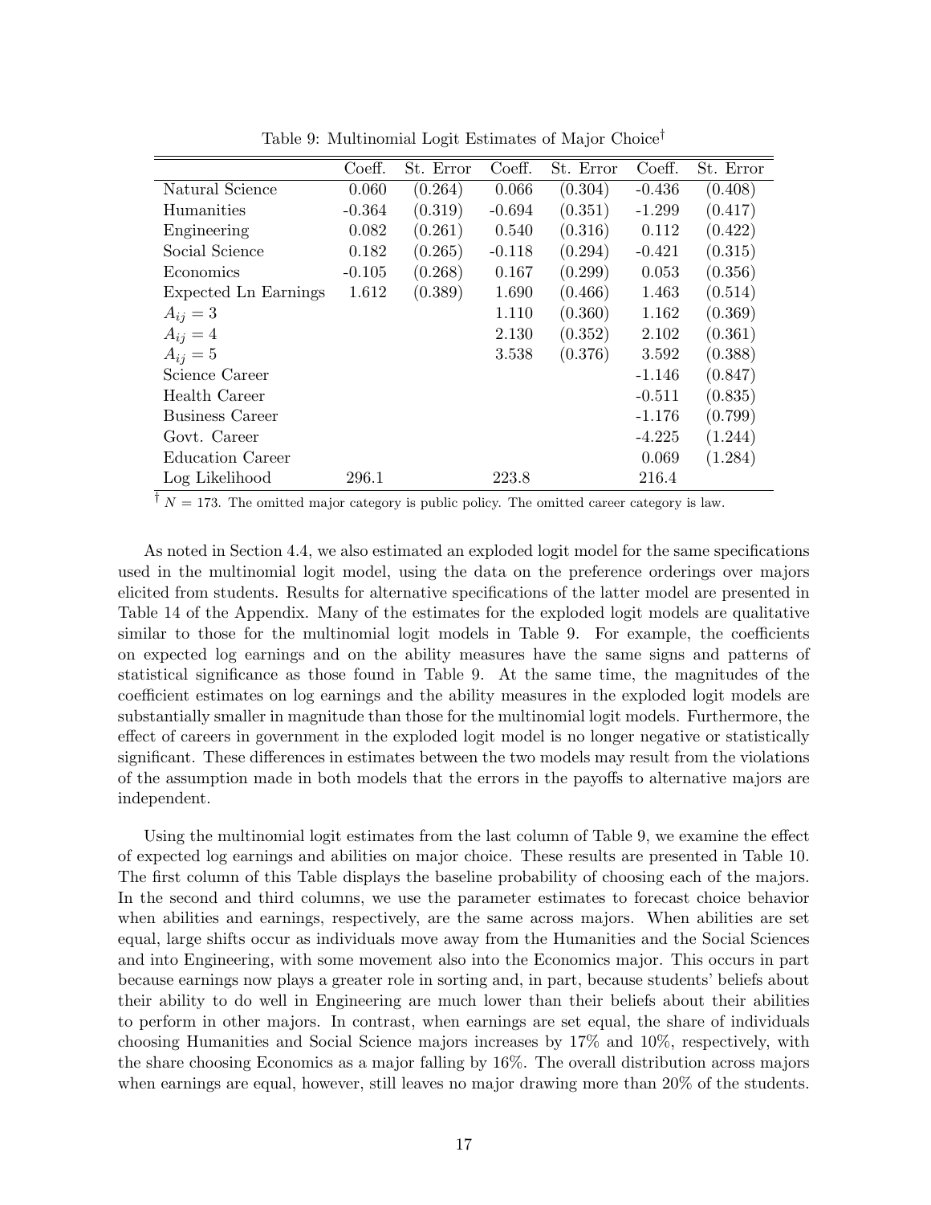Table 9: Multinomial Logit Estimates of Major Choice†

| | Coeff. | St. Error | Coeff. | St. Error | Coeff. | St. Error |
|---|---|---|---|---|---|---|
| Natural Science | 0.060 | (0.264) | 0.066 | (0.304) | -0.436 | (0.408) |
| Humanities | -0.364 | (0.319) | -0.694 | (0.351) | -1.299 | (0.417) |
| Engineering | 0.082 | (0.261) | 0.540 | (0.316) | 0.112 | (0.422) |
| Social Science | 0.182 | (0.265) | -0.118 | (0.294) | -0.421 | (0.315) |
| Economics | -0.105 | (0.268) | 0.167 | (0.299) | 0.053 | (0.356) |
| Expected Ln Earnings | 1.612 | (0.389) | 1.690 | (0.466) | 1.463 | (0.514) |
| $A_{ij} = 3$ | | | 1.110 | (0.360) | 1.162 | (0.369) |
| $A_{ij} = 4$ | | | 2.130 | (0.352) | 2.102 | (0.361) |
| $A_{ij} = 5$ | | | 3.538 | (0.376) | 3.592 | (0.388) |
| Science Career | | | | | -1.146 | (0.847) |
| Health Career | | | | | -0.511 | (0.835) |
| Business Career | | | | | -1.176 | (0.799) |
| Govt. Career | | | | | -4.225 | (1.244) |
| Education Career | | | | | 0.069 | (1.284) |
| Log Likelihood | 296.1 | | 223.8 | | 216.4 | |

† $N = 173$. The omitted major category is public policy. The omitted career category is law.

As noted in Section 4.4, we also estimated an exploded logit model for the same specifications used in the multinomial logit model, using the data on the preference orderings over majors elicited from students. Results for alternative specifications of the latter model are presented in Table 14 of the Appendix. Many of the estimates for the exploded logit models are qualitative similar to those for the multinomial logit models in Table 9. For example, the coefficients on expected log earnings and on the ability measures have the same signs and patterns of statistical significance as those found in Table 9. At the same time, the magnitudes of the coefficient estimates on log earnings and the ability measures in the exploded logit models are substantially smaller in magnitude than those for the multinomial logit models. Furthermore, the effect of careers in government in the exploded logit model is no longer negative or statistically significant. These differences in estimates between the two models may result from the violations of the assumption made in both models that the errors in the payoffs to alternative majors are independent.

Using the multinomial logit estimates from the last column of Table 9, we examine the effect of expected log earnings and abilities on major choice. These results are presented in Table 10. The first column of this Table displays the baseline probability of choosing each of the majors. In the second and third columns, we use the parameter estimates to forecast choice behavior when abilities and earnings, respectively, are the same across majors. When abilities are set equal, large shifts occur as individuals move away from the Humanities and the Social Sciences and into Engineering, with some movement also into the Economics major. This occurs in part because earnings now plays a greater role in sorting and, in part, because students' beliefs about their ability to do well in Engineering are much lower than their beliefs about their abilities to perform in other majors. In contrast, when earnings are set equal, the share of individuals choosing Humanities and Social Science majors increases by 17% and 10%, respectively, with the share choosing Economics as a major falling by 16%. The overall distribution across majors when earnings are equal, however, still leaves no major drawing more than 20% of the students.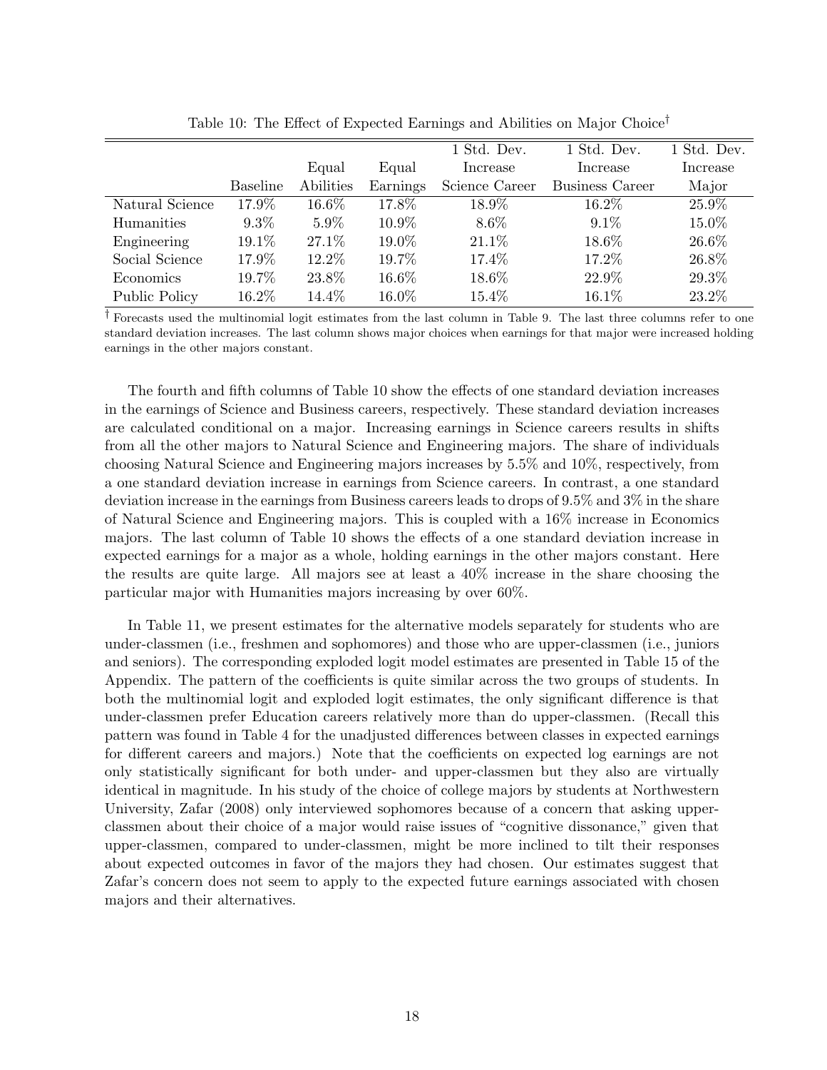Table 10: The Effect of Expected Earnings and Abilities on Major Choice†

| | Baseline | Equal Abilities | Equal Earnings | 1 Std. Dev. Increase Science Career | 1 Std. Dev. Increase Business Career | 1 Std. Dev. Increase Major |
|---|---|---|---|---|---|---|
| Natural Science | 17.9% | 16.6% | 17.8% | 18.9% | 16.2% | 25.9% |
| Humanities | 9.3% | 5.9% | 10.9% | 8.6% | 9.1% | 15.0% |
| Engineering | 19.1% | 27.1% | 19.0% | 21.1% | 18.6% | 26.6% |
| Social Science | 17.9% | 12.2% | 19.7% | 17.4% | 17.2% | 26.8% |
| Economics | 19.7% | 23.8% | 16.6% | 18.6% | 22.9% | 29.3% |
| Public Policy | 16.2% | 14.4% | 16.0% | 15.4% | 16.1% | 23.2% |

† Forecasts used the multinomial logit estimates from the last column in Table 9. The last three columns refer to one standard deviation increases. The last column shows major choices when earnings for that major were increased holding earnings in the other majors constant.

The fourth and fifth columns of Table 10 show the effects of one standard deviation increases in the earnings of Science and Business careers, respectively. These standard deviation increases are calculated conditional on a major. Increasing earnings in Science careers results in shifts from all the other majors to Natural Science and Engineering majors. The share of individuals choosing Natural Science and Engineering majors increases by 5.5% and 10%, respectively, from a one standard deviation increase in earnings from Science careers. In contrast, a one standard deviation increase in the earnings from Business careers leads to drops of 9.5% and 3% in the share of Natural Science and Engineering majors. This is coupled with a 16% increase in Economics majors. The last column of Table 10 shows the effects of a one standard deviation increase in expected earnings for a major as a whole, holding earnings in the other majors constant. Here the results are quite large. All majors see at least a 40% increase in the share choosing the particular major with Humanities majors increasing by over 60%.

In Table 11, we present estimates for the alternative models separately for students who are under-classmen (i.e., freshmen and sophomores) and those who are upper-classmen (i.e., juniors and seniors). The corresponding exploded logit model estimates are presented in Table 15 of the Appendix. The pattern of the coefficients is quite similar across the two groups of students. In both the multinomial logit and exploded logit estimates, the only significant difference is that under-classmen prefer Education careers relatively more than do upper-classmen. (Recall this pattern was found in Table 4 for the unadjusted differences between classes in expected earnings for different careers and majors.) Note that the coefficients on expected log earnings are not only statistically significant for both under- and upper-classmen but they also are virtually identical in magnitude. In his study of the choice of college majors by students at Northwestern University, Zafar (2008) only interviewed sophomores because of a concern that asking upper-classmen about their choice of a major would raise issues of "cognitive dissonance," given that upper-classmen, compared to under-classmen, might be more inclined to tilt their responses about expected outcomes in favor of the majors they had chosen. Our estimates suggest that Zafar's concern does not seem to apply to the expected future earnings associated with chosen majors and their alternatives.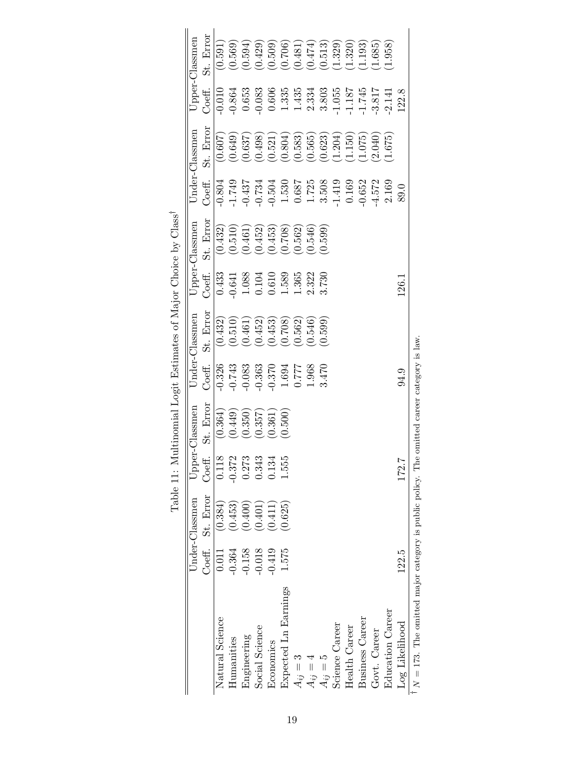Table 11: Multinomial Logit Estimates of Major Choice by Class[†]

| | Under-Classmen | | Upper-Classmen | | Under-Classmen | | Upper-Classmen | | Under-Classmen | | Upper-Classmen | |
|---|---|---|---|---|---|---|---|---|---|---|---|---|
| | Coeff. | St. Error | Coeff. | St. Error | Coeff. | St. Error | Coeff. | St. Error | Coeff. | St. Error | Coeff. | St. Error |
| Natural Science | 0.011 | (0.384) | 0.118 | (0.364) | -0.326 | (0.432) | 0.433 | (0.432) | -0.804 | (0.607) | -0.010 | (0.591) |
| Humanities | -0.364 | (0.453) | -0.372 | (0.449) | -0.743 | (0.510) | -0.641 | (0.510) | -1.749 | (0.649) | -0.864 | (0.569) |
| Engineering | -0.158 | (0.400) | 0.273 | (0.350) | -0.083 | (0.461) | 1.088 | (0.461) | -0.437 | (0.637) | 0.653 | (0.594) |
| Social Science | -0.018 | (0.401) | 0.343 | (0.357) | -0.363 | (0.452) | 0.104 | (0.452) | -0.734 | (0.498) | -0.083 | (0.429) |
| Economics | -0.419 | (0.411) | 0.134 | (0.361) | -0.370 | (0.453) | 0.610 | (0.453) | -0.504 | (0.521) | 0.606 | (0.509) |
| Expected Ln Earnings | 1.575 | (0.625) | 1.555 | (0.500) | 1.694 | (0.708) | 1.589 | (0.708) | 1.530 | (0.804) | 1.335 | (0.706) |
| $A_{ij} = 3$ | | | | | 0.777 | (0.562) | 1.365 | (0.562) | 0.687 | (0.583) | 1.435 | (0.481) |
| $A_{ij} = 4$ | | | | | 1.968 | (0.546) | 2.322 | (0.546) | 1.725 | (0.565) | 2.334 | (0.474) |
| $A_{ij} = 5$ | | | | | 3.470 | (0.599) | 3.730 | (0.599) | 3.508 | (0.623) | 3.803 | (0.513) |
| Science Career | | | | | | | | | -1.419 | (1.204) | -1.055 | (1.329) |
| Health Career | | | | | | | | | 0.169 | (1.150) | -1.187 | (1.320) |
| Business Career | | | | | | | | | -0.652 | (1.075) | -1.745 | (1.193) |
| Govt. Career | | | | | | | | | -4.572 | (2.040) | -3.817 | (1.685) |
| Education Career | | | | | | | | | 2.169 | (1.675) | -2.141 | (1.958) |
| Log Likelihood | 122.5 | | 172.7 | | 94.9 | | 126.1 | | 89.0 | | 122.8 | |

[†] $N = 173$. The omitted major category is public policy. The omitted career category is law.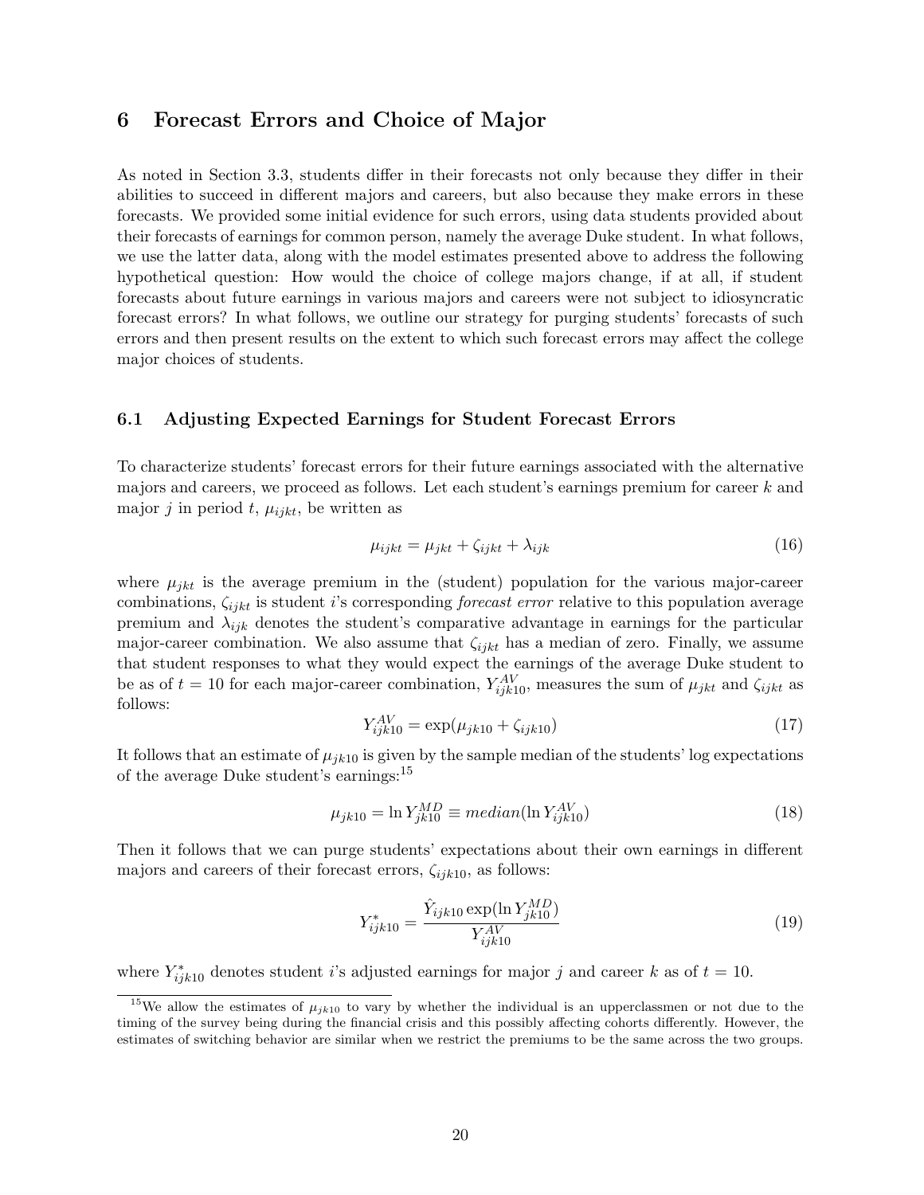## 6 Forecast Errors and Choice of Major

As noted in Section 3.3, students differ in their forecasts not only because they differ in their abilities to succeed in different majors and careers, but also because they make errors in these forecasts. We provided some initial evidence for such errors, using data students provided about their forecasts of earnings for common person, namely the average Duke student. In what follows, we use the latter data, along with the model estimates presented above to address the following hypothetical question: How would the choice of college majors change, if at all, if student forecasts about future earnings in various majors and careers were not subject to idiosyncratic forecast errors? In what follows, we outline our strategy for purging students' forecasts of such errors and then present results on the extent to which such forecast errors may affect the college major choices of students.

### 6.1 Adjusting Expected Earnings for Student Forecast Errors

To characterize students' forecast errors for their future earnings associated with the alternative majors and careers, we proceed as follows. Let each student's earnings premium for career $k$ and major $j$ in period $t$, $\mu_{ijkt}$, be written as

$$\mu_{ijkt} = \mu_{jkt} + \zeta_{ijkt} + \lambda_{ijk} \tag{16}$$

where $\mu_{jkt}$ is the average premium in the (student) population for the various major-career combinations, $\zeta_{ijkt}$ is student $i$'s corresponding *forecast error* relative to this population average premium and $\lambda_{ijk}$ denotes the student's comparative advantage in earnings for the particular major-career combination. We also assume that $\zeta_{ijkt}$ has a median of zero. Finally, we assume that student responses to what they would expect the earnings of the average Duke student to be as of $t = 10$ for each major-career combination, $Y^{AV}_{ijk10}$, measures the sum of $\mu_{jkt}$ and $\zeta_{ijkt}$ as follows:

$$Y^{AV}_{ijk10} = \exp(\mu_{jk10} + \zeta_{ijk10}) \tag{17}$$

It follows that an estimate of $\mu_{jk10}$ is given by the sample median of the students' log expectations of the average Duke student's earnings:[15]

$$\mu_{jk10} = \ln Y^{MD}_{jk10} \equiv median(\ln Y^{AV}_{ijk10}) \tag{18}$$

Then it follows that we can purge students' expectations about their own earnings in different majors and careers of their forecast errors, $\zeta_{ijk10}$, as follows:

$$Y^{*}_{ijk10} = \frac{\hat{Y}_{ijk10} \exp(\ln Y^{MD}_{jk10})}{Y^{AV}_{ijk10}} \tag{19}$$

where $Y^{*}_{ijk10}$ denotes student $i$'s adjusted earnings for major $j$ and career $k$ as of $t = 10$.

[15] We allow the estimates of $\mu_{jk10}$ to vary by whether the individual is an upperclassmen or not due to the timing of the survey being during the financial crisis and this possibly affecting cohorts differently. However, the estimates of switching behavior are similar when we restrict the premiums to be the same across the two groups.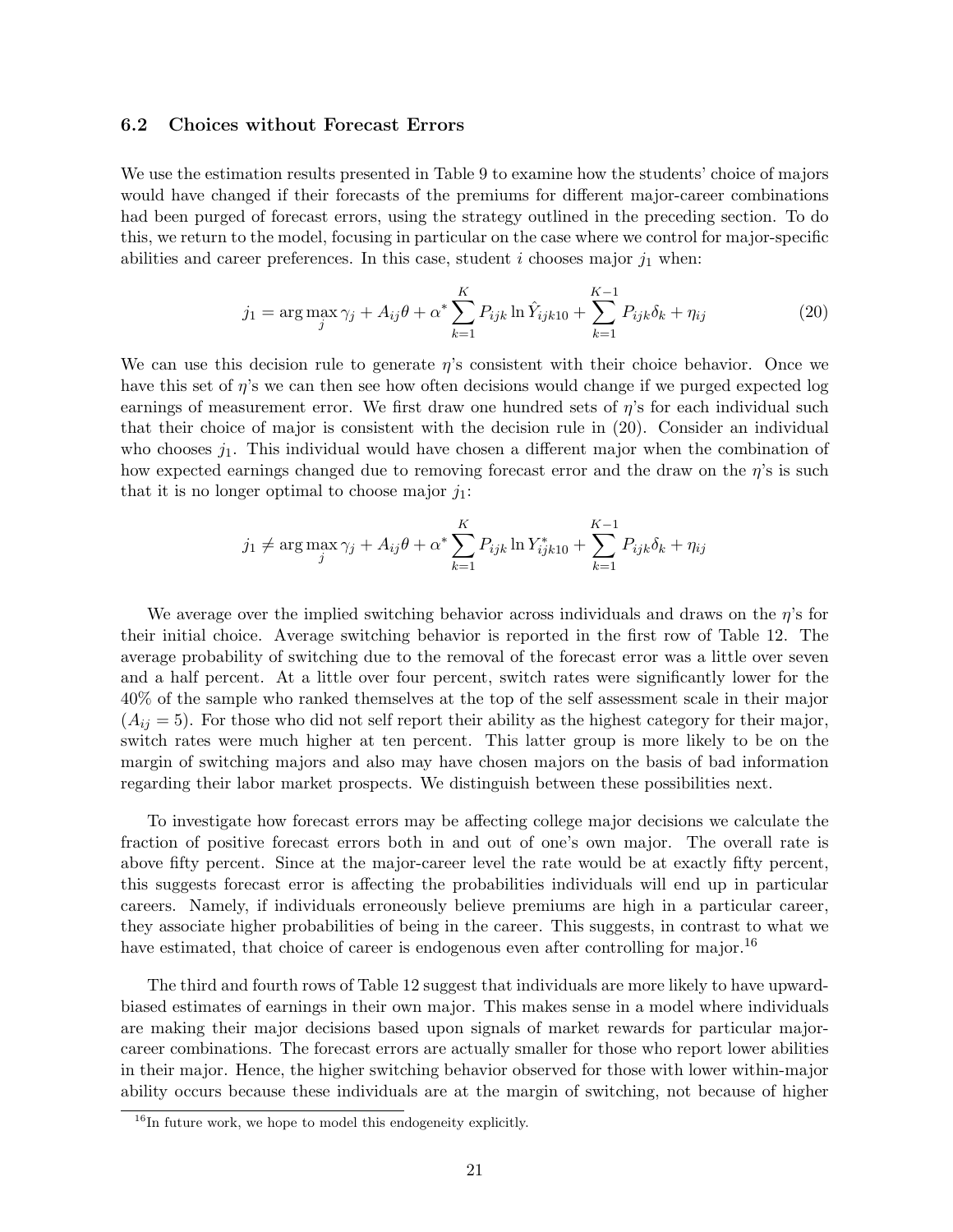### 6.2 Choices without Forecast Errors

We use the estimation results presented in Table 9 to examine how the students' choice of majors would have changed if their forecasts of the premiums for different major-career combinations had been purged of forecast errors, using the strategy outlined in the preceding section. To do this, we return to the model, focusing in particular on the case where we control for major-specific abilities and career preferences. In this case, student $i$ chooses major $j_1$ when:

$$j_1 = \arg\max_j \gamma_j + A_{ij}\theta + \alpha^* \sum_{k=1}^{K} P_{ijk} \ln \hat{Y}_{ijk10} + \sum_{k=1}^{K-1} P_{ijk}\delta_k + \eta_{ij} \tag{20}$$

We can use this decision rule to generate $\eta$'s consistent with their choice behavior. Once we have this set of $\eta$'s we can then see how often decisions would change if we purged expected log earnings of measurement error. We first draw one hundred sets of $\eta$'s for each individual such that their choice of major is consistent with the decision rule in (20). Consider an individual who chooses $j_1$. This individual would have chosen a different major when the combination of how expected earnings changed due to removing forecast error and the draw on the $\eta$'s is such that it is no longer optimal to choose major $j_1$:

$$j_1 \neq \arg\max_j \gamma_j + A_{ij}\theta + \alpha^* \sum_{k=1}^{K} P_{ijk} \ln Y^*_{ijk10} + \sum_{k=1}^{K-1} P_{ijk}\delta_k + \eta_{ij}$$

We average over the implied switching behavior across individuals and draws on the $\eta$'s for their initial choice. Average switching behavior is reported in the first row of Table 12. The average probability of switching due to the removal of the forecast error was a little over seven and a half percent. At a little over four percent, switch rates were significantly lower for the 40% of the sample who ranked themselves at the top of the self assessment scale in their major ($A_{ij} = 5$). For those who did not self report their ability as the highest category for their major, switch rates were much higher at ten percent. This latter group is more likely to be on the margin of switching majors and also may have chosen majors on the basis of bad information regarding their labor market prospects. We distinguish between these possibilities next.

To investigate how forecast errors may be affecting college major decisions we calculate the fraction of positive forecast errors both in and out of one's own major. The overall rate is above fifty percent. Since at the major-career level the rate would be at exactly fifty percent, this suggests forecast error is affecting the probabilities individuals will end up in particular careers. Namely, if individuals erroneously believe premiums are high in a particular career, they associate higher probabilities of being in the career. This suggests, in contrast to what we have estimated, that choice of career is endogenous even after controlling for major.[16]

The third and fourth rows of Table 12 suggest that individuals are more likely to have upward-biased estimates of earnings in their own major. This makes sense in a model where individuals are making their major decisions based upon signals of market rewards for particular major-career combinations. The forecast errors are actually smaller for those who report lower abilities in their major. Hence, the higher switching behavior observed for those with lower within-major ability occurs because these individuals are at the margin of switching, not because of higher

[16] In future work, we hope to model this endogeneity explicitly.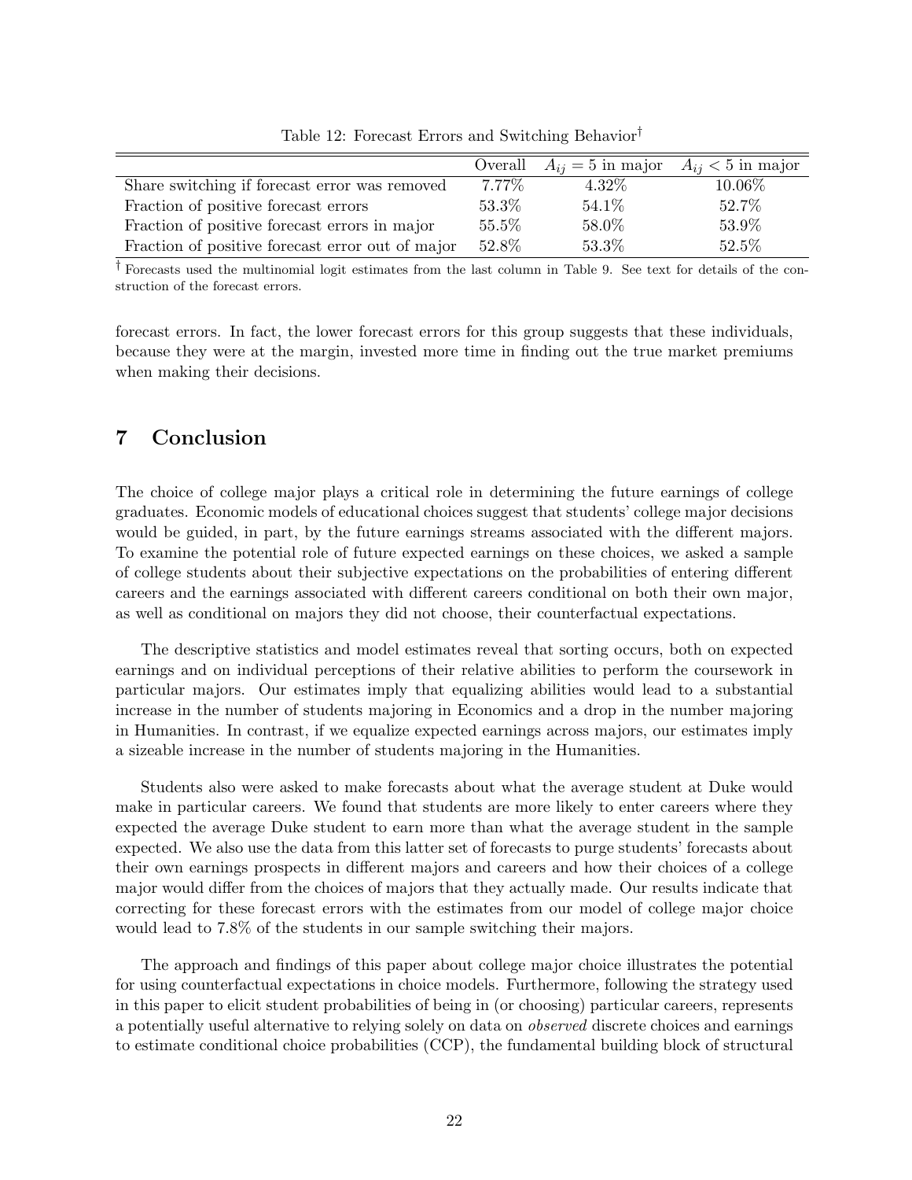Table 12: Forecast Errors and Switching Behavior[†]

| | Overall | $A_{ij} = 5$ in major | $A_{ij} < 5$ in major |
|---|---|---|---|
| Share switching if forecast error was removed | 7.77% | 4.32% | 10.06% |
| Fraction of positive forecast errors | 53.3% | 54.1% | 52.7% |
| Fraction of positive forecast errors in major | 55.5% | 58.0% | 53.9% |
| Fraction of positive forecast error out of major | 52.8% | 53.3% | 52.5% |

[†] Forecasts used the multinomial logit estimates from the last column in Table 9. See text for details of the construction of the forecast errors.

forecast errors. In fact, the lower forecast errors for this group suggests that these individuals, because they were at the margin, invested more time in finding out the true market premiums when making their decisions.

# 7 Conclusion

The choice of college major plays a critical role in determining the future earnings of college graduates. Economic models of educational choices suggest that students' college major decisions would be guided, in part, by the future earnings streams associated with the different majors. To examine the potential role of future expected earnings on these choices, we asked a sample of college students about their subjective expectations on the probabilities of entering different careers and the earnings associated with different careers conditional on both their own major, as well as conditional on majors they did not choose, their counterfactual expectations.

The descriptive statistics and model estimates reveal that sorting occurs, both on expected earnings and on individual perceptions of their relative abilities to perform the coursework in particular majors. Our estimates imply that equalizing abilities would lead to a substantial increase in the number of students majoring in Economics and a drop in the number majoring in Humanities. In contrast, if we equalize expected earnings across majors, our estimates imply a sizeable increase in the number of students majoring in the Humanities.

Students also were asked to make forecasts about what the average student at Duke would make in particular careers. We found that students are more likely to enter careers where they expected the average Duke student to earn more than what the average student in the sample expected. We also use the data from this latter set of forecasts to purge students' forecasts about their own earnings prospects in different majors and careers and how their choices of a college major would differ from the choices of majors that they actually made. Our results indicate that correcting for these forecast errors with the estimates from our model of college major choice would lead to 7.8% of the students in our sample switching their majors.

The approach and findings of this paper about college major choice illustrates the potential for using counterfactual expectations in choice models. Furthermore, following the strategy used in this paper to elicit student probabilities of being in (or choosing) particular careers, represents a potentially useful alternative to relying solely on data on *observed* discrete choices and earnings to estimate conditional choice probabilities (CCP), the fundamental building block of structural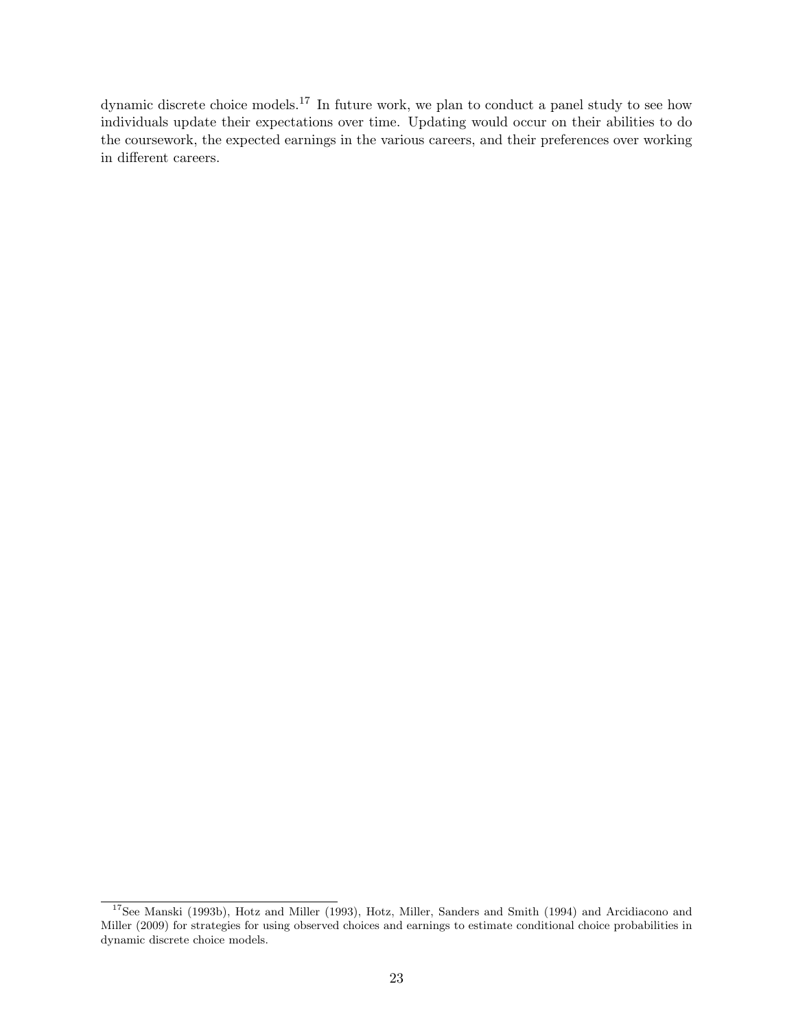dynamic discrete choice models.[17] In future work, we plan to conduct a panel study to see how individuals update their expectations over time. Updating would occur on their abilities to do the coursework, the expected earnings in the various careers, and their preferences over working in different careers.

[17] See Manski (1993b), Hotz and Miller (1993), Hotz, Miller, Sanders and Smith (1994) and Arcidiacono and Miller (2009) for strategies for using observed choices and earnings to estimate conditional choice probabilities in dynamic discrete choice models.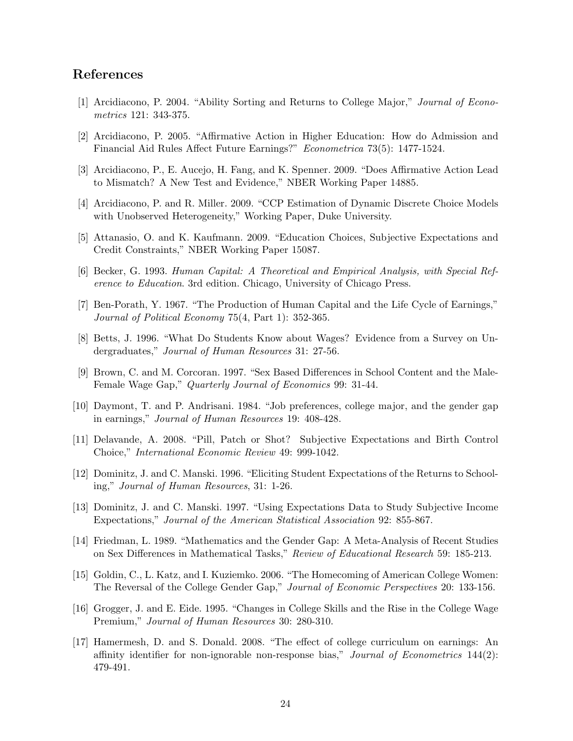## References

[1] Arcidiacono, P. 2004. "Ability Sorting and Returns to College Major," *Journal of Econometrics* 121: 343-375.

[2] Arcidiacono, P. 2005. "Affirmative Action in Higher Education: How do Admission and Financial Aid Rules Affect Future Earnings?" *Econometrica* 73(5): 1477-1524.

[3] Arcidiacono, P., E. Aucejo, H. Fang, and K. Spenner. 2009. "Does Affirmative Action Lead to Mismatch? A New Test and Evidence," NBER Working Paper 14885.

[4] Arcidiacono, P. and R. Miller. 2009. "CCP Estimation of Dynamic Discrete Choice Models with Unobserved Heterogeneity," Working Paper, Duke University.

[5] Attanasio, O. and K. Kaufmann. 2009. "Education Choices, Subjective Expectations and Credit Constraints," NBER Working Paper 15087.

[6] Becker, G. 1993. *Human Capital: A Theoretical and Empirical Analysis, with Special Reference to Education*. 3rd edition. Chicago, University of Chicago Press.

[7] Ben-Porath, Y. 1967. "The Production of Human Capital and the Life Cycle of Earnings," *Journal of Political Economy* 75(4, Part 1): 352-365.

[8] Betts, J. 1996. "What Do Students Know about Wages? Evidence from a Survey on Undergraduates," *Journal of Human Resources* 31: 27-56.

[9] Brown, C. and M. Corcoran. 1997. "Sex Based Differences in School Content and the Male-Female Wage Gap," *Quarterly Journal of Economics* 99: 31-44.

[10] Daymont, T. and P. Andrisani. 1984. "Job preferences, college major, and the gender gap in earnings," *Journal of Human Resources* 19: 408-428.

[11] Delavande, A. 2008. "Pill, Patch or Shot? Subjective Expectations and Birth Control Choice," *International Economic Review* 49: 999-1042.

[12] Dominitz, J. and C. Manski. 1996. "Eliciting Student Expectations of the Returns to Schooling," *Journal of Human Resources*, 31: 1-26.

[13] Dominitz, J. and C. Manski. 1997. "Using Expectations Data to Study Subjective Income Expectations," *Journal of the American Statistical Association* 92: 855-867.

[14] Friedman, L. 1989. "Mathematics and the Gender Gap: A Meta-Analysis of Recent Studies on Sex Differences in Mathematical Tasks," *Review of Educational Research* 59: 185-213.

[15] Goldin, C., L. Katz, and I. Kuziemko. 2006. "The Homecoming of American College Women: The Reversal of the College Gender Gap," *Journal of Economic Perspectives* 20: 133-156.

[16] Grogger, J. and E. Eide. 1995. "Changes in College Skills and the Rise in the College Wage Premium," *Journal of Human Resources* 30: 280-310.

[17] Hamermesh, D. and S. Donald. 2008. "The effect of college curriculum on earnings: An affinity identifier for non-ignorable non-response bias," *Journal of Econometrics* 144(2): 479-491.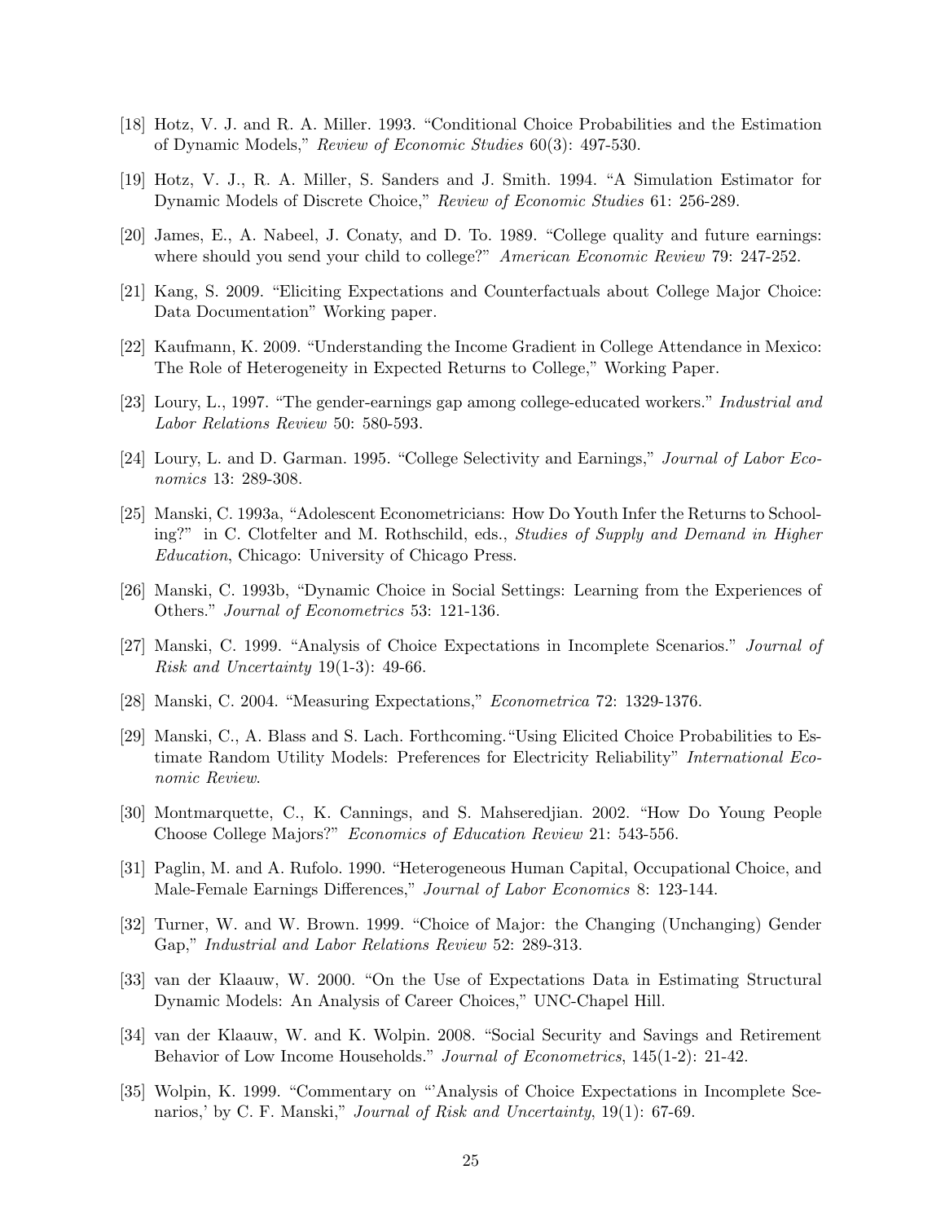[18] Hotz, V. J. and R. A. Miller. 1993. "Conditional Choice Probabilities and the Estimation of Dynamic Models," *Review of Economic Studies* 60(3): 497-530.

[19] Hotz, V. J., R. A. Miller, S. Sanders and J. Smith. 1994. "A Simulation Estimator for Dynamic Models of Discrete Choice," *Review of Economic Studies* 61: 256-289.

[20] James, E., A. Nabeel, J. Conaty, and D. To. 1989. "College quality and future earnings: where should you send your child to college?" *American Economic Review* 79: 247-252.

[21] Kang, S. 2009. "Eliciting Expectations and Counterfactuals about College Major Choice: Data Documentation" Working paper.

[22] Kaufmann, K. 2009. "Understanding the Income Gradient in College Attendance in Mexico: The Role of Heterogeneity in Expected Returns to College," Working Paper.

[23] Loury, L., 1997. "The gender-earnings gap among college-educated workers." *Industrial and Labor Relations Review* 50: 580-593.

[24] Loury, L. and D. Garman. 1995. "College Selectivity and Earnings," *Journal of Labor Economics* 13: 289-308.

[25] Manski, C. 1993a, "Adolescent Econometricians: How Do Youth Infer the Returns to Schooling?" in C. Clotfelter and M. Rothschild, eds., *Studies of Supply and Demand in Higher Education*, Chicago: University of Chicago Press.

[26] Manski, C. 1993b, "Dynamic Choice in Social Settings: Learning from the Experiences of Others." *Journal of Econometrics* 53: 121-136.

[27] Manski, C. 1999. "Analysis of Choice Expectations in Incomplete Scenarios." *Journal of Risk and Uncertainty* 19(1-3): 49-66.

[28] Manski, C. 2004. "Measuring Expectations," *Econometrica* 72: 1329-1376.

[29] Manski, C., A. Blass and S. Lach. Forthcoming."Using Elicited Choice Probabilities to Estimate Random Utility Models: Preferences for Electricity Reliability" *International Economic Review*.

[30] Montmarquette, C., K. Cannings, and S. Mahseredjian. 2002. "How Do Young People Choose College Majors?" *Economics of Education Review* 21: 543-556.

[31] Paglin, M. and A. Rufolo. 1990. "Heterogeneous Human Capital, Occupational Choice, and Male-Female Earnings Differences," *Journal of Labor Economics* 8: 123-144.

[32] Turner, W. and W. Brown. 1999. "Choice of Major: the Changing (Unchanging) Gender Gap," *Industrial and Labor Relations Review* 52: 289-313.

[33] van der Klaauw, W. 2000. "On the Use of Expectations Data in Estimating Structural Dynamic Models: An Analysis of Career Choices," UNC-Chapel Hill.

[34] van der Klaauw, W. and K. Wolpin. 2008. "Social Security and Savings and Retirement Behavior of Low Income Households." *Journal of Econometrics*, 145(1-2): 21-42.

[35] Wolpin, K. 1999. "Commentary on "'Analysis of Choice Expectations in Incomplete Scenarios,' by C. F. Manski," *Journal of Risk and Uncertainty*, 19(1): 67-69.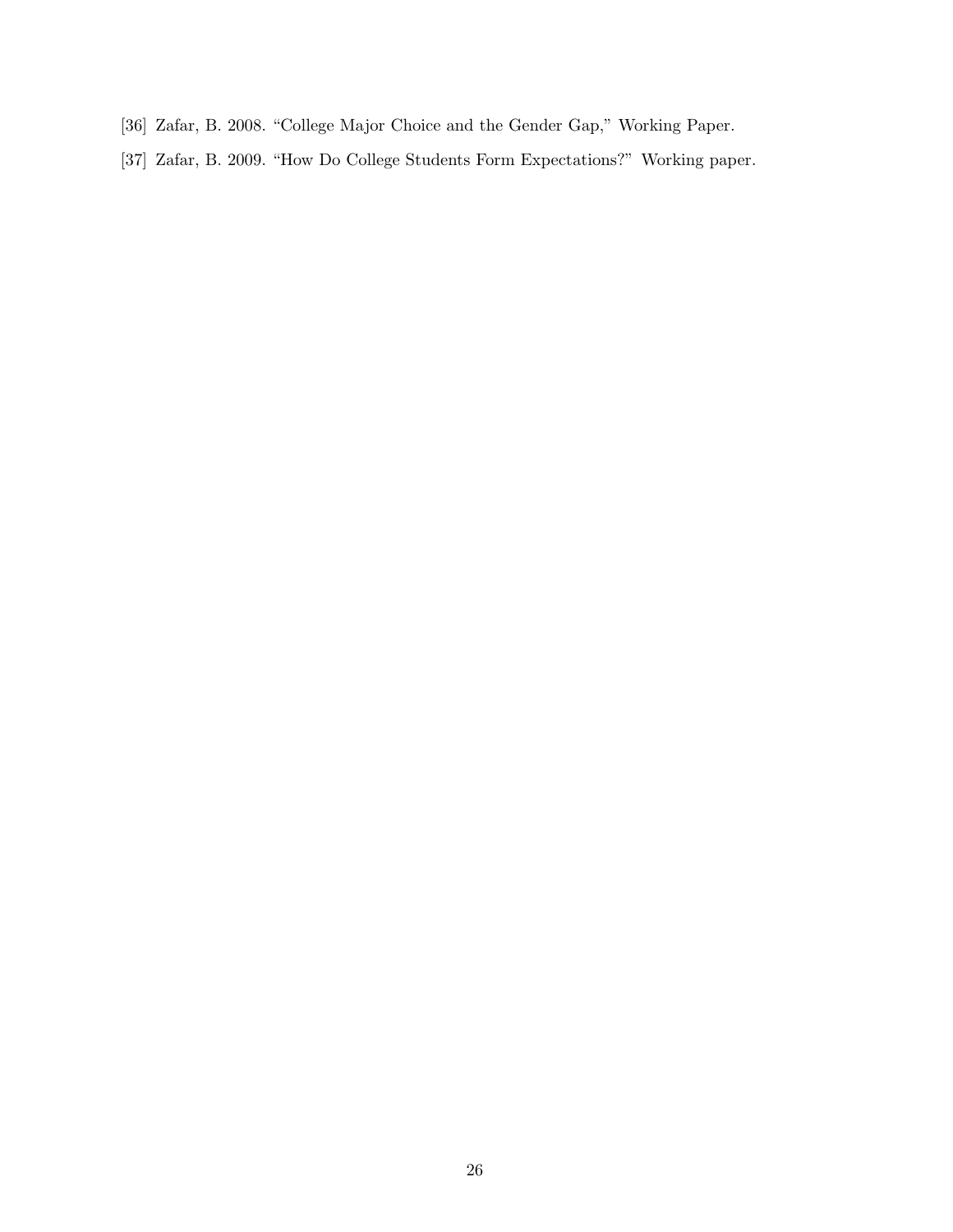[36] Zafar, B. 2008. “College Major Choice and the Gender Gap,” Working Paper.

[37] Zafar, B. 2009. “How Do College Students Form Expectations?” Working paper.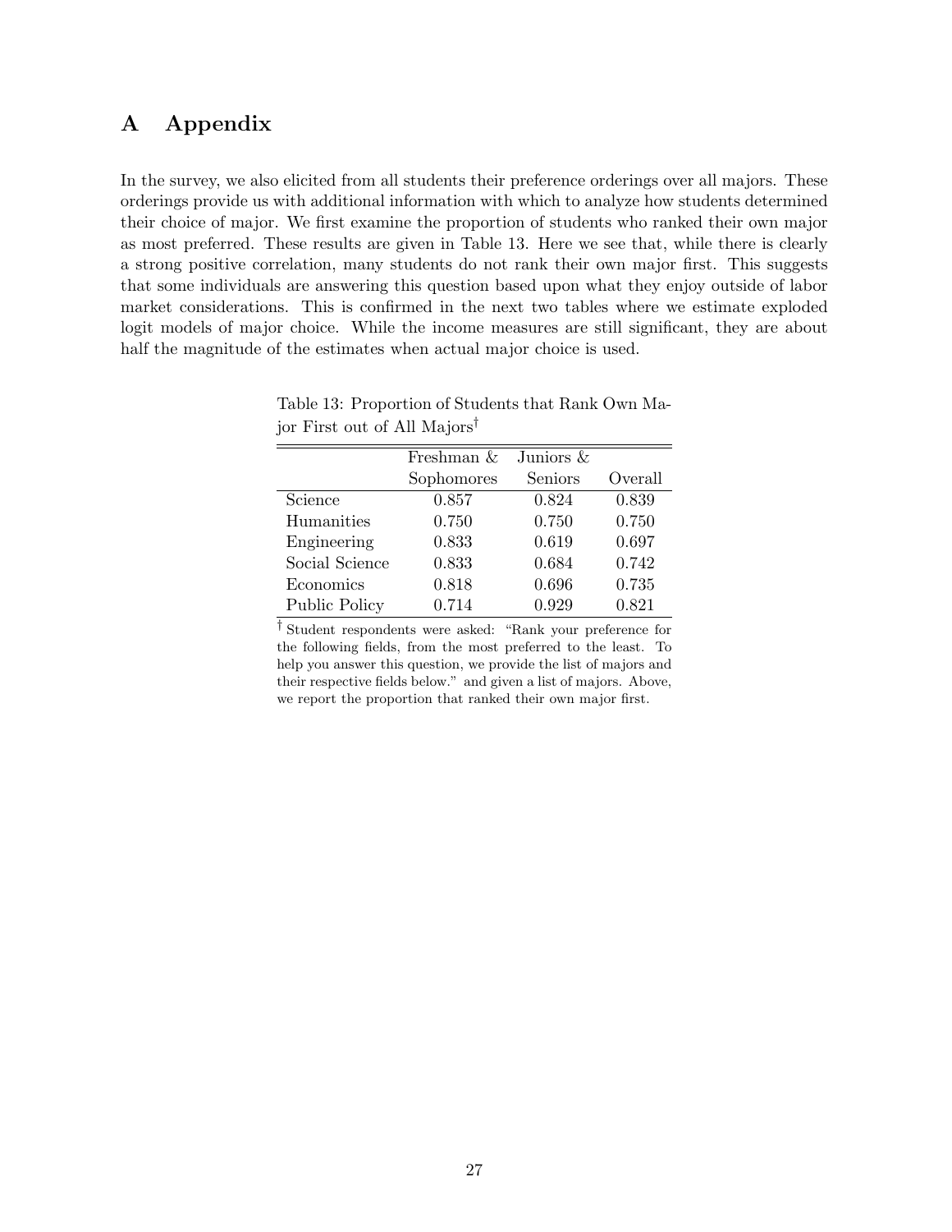# A Appendix

In the survey, we also elicited from all students their preference orderings over all majors. These orderings provide us with additional information with which to analyze how students determined their choice of major. We first examine the proportion of students who ranked their own major as most preferred. These results are given in Table 13. Here we see that, while there is clearly a strong positive correlation, many students do not rank their own major first. This suggests that some individuals are answering this question based upon what they enjoy outside of labor market considerations. This is confirmed in the next two tables where we estimate exploded logit models of major choice. While the income measures are still significant, they are about half the magnitude of the estimates when actual major choice is used.

Table 13: Proportion of Students that Rank Own Major First out of All Majors†

| | Freshman & Sophomores | Juniors & Seniors | Overall |
|---|---|---|---|
| Science | 0.857 | 0.824 | 0.839 |
| Humanities | 0.750 | 0.750 | 0.750 |
| Engineering | 0.833 | 0.619 | 0.697 |
| Social Science | 0.833 | 0.684 | 0.742 |
| Economics | 0.818 | 0.696 | 0.735 |
| Public Policy | 0.714 | 0.929 | 0.821 |

† Student respondents were asked: "Rank your preference for the following fields, from the most preferred to the least. To help you answer this question, we provide the list of majors and their respective fields below." and given a list of majors. Above, we report the proportion that ranked their own major first.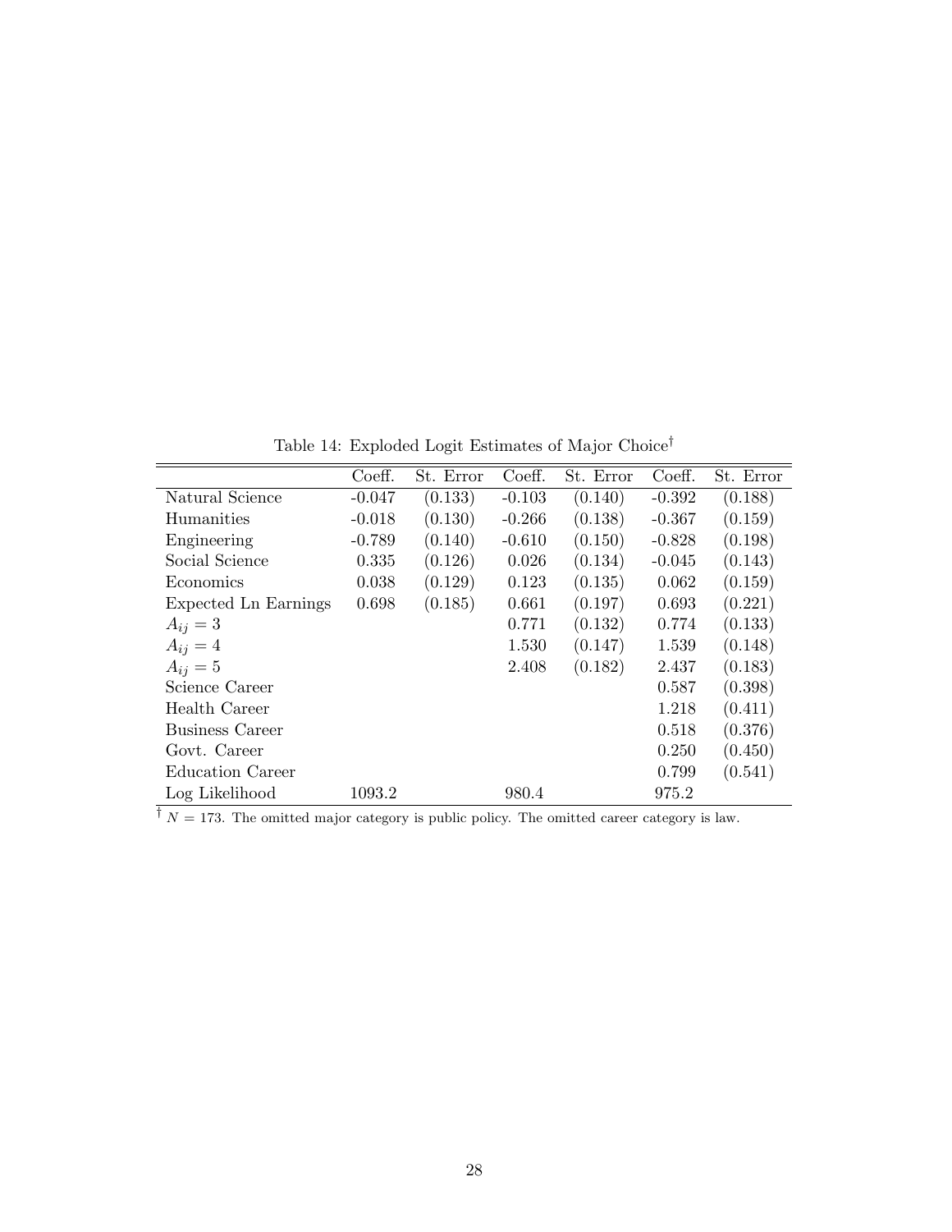Table 14: Exploded Logit Estimates of Major Choice[†]

| | Coeff. | St. Error | Coeff. | St. Error | Coeff. | St. Error |
|---|---|---|---|---|---|---|
| Natural Science | -0.047 | (0.133) | -0.103 | (0.140) | -0.392 | (0.188) |
| Humanities | -0.018 | (0.130) | -0.266 | (0.138) | -0.367 | (0.159) |
| Engineering | -0.789 | (0.140) | -0.610 | (0.150) | -0.828 | (0.198) |
| Social Science | 0.335 | (0.126) | 0.026 | (0.134) | -0.045 | (0.143) |
| Economics | 0.038 | (0.129) | 0.123 | (0.135) | 0.062 | (0.159) |
| Expected Ln Earnings | 0.698 | (0.185) | 0.661 | (0.197) | 0.693 | (0.221) |
| $A_{ij} = 3$ | | | 0.771 | (0.132) | 0.774 | (0.133) |
| $A_{ij} = 4$ | | | 1.530 | (0.147) | 1.539 | (0.148) |
| $A_{ij} = 5$ | | | 2.408 | (0.182) | 2.437 | (0.183) |
| Science Career | | | | | 0.587 | (0.398) |
| Health Career | | | | | 1.218 | (0.411) |
| Business Career | | | | | 0.518 | (0.376) |
| Govt. Career | | | | | 0.250 | (0.450) |
| Education Career | | | | | 0.799 | (0.541) |
| Log Likelihood | 1093.2 | | 980.4 | | 975.2 | |

[†] $N = 173$. The omitted major category is public policy. The omitted career category is law.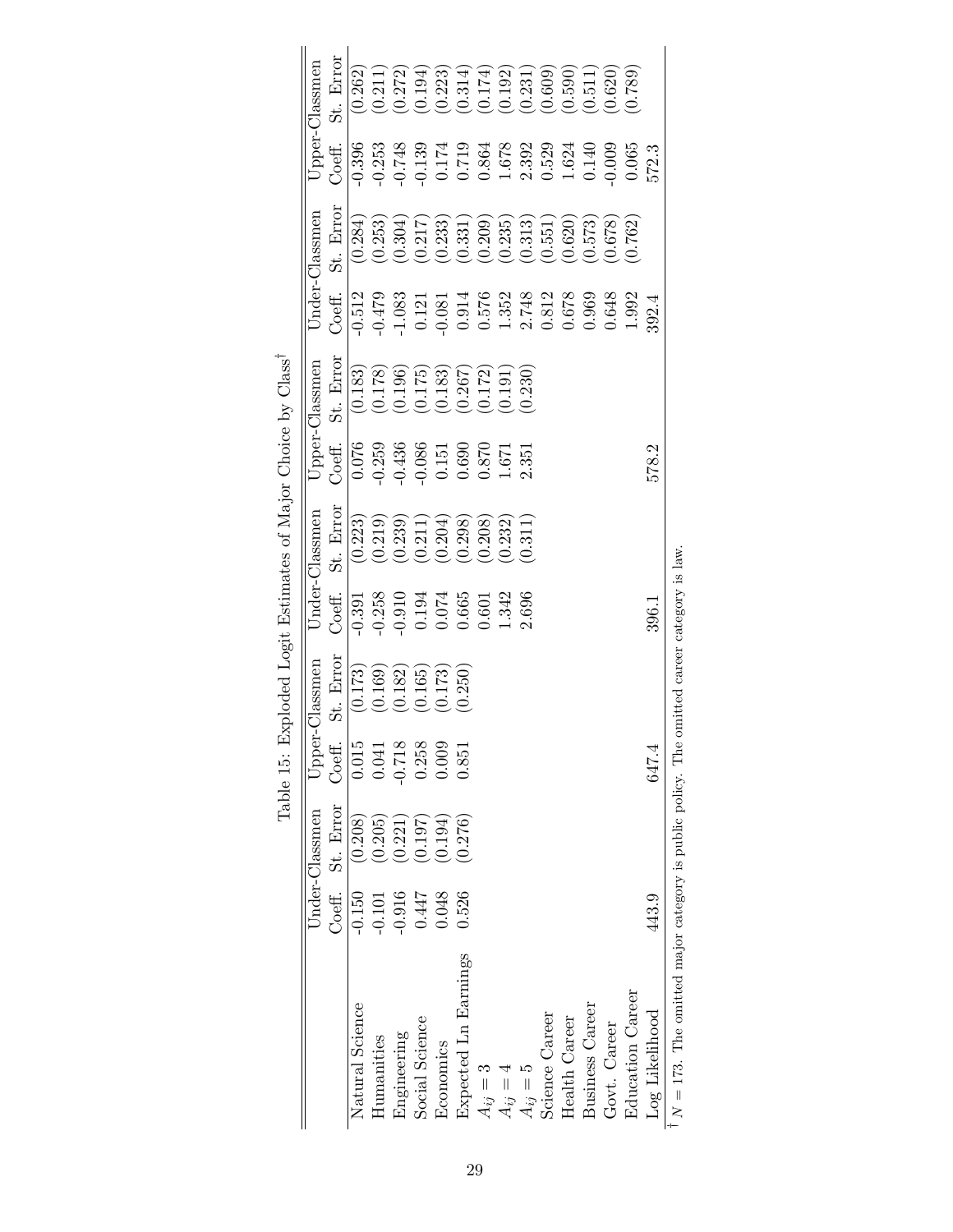Table 15: Exploded Logit Estimates of Major Choice by Class[†]

| | Under-Classmen | | Upper-Classmen | | Under-Classmen | | Upper-Classmen | | Under-Classmen | | Upper-Classmen | |
|---|---|---|---|---|---|---|---|---|---|---|---|---|
| | Coeff. | St. Error | Coeff. | St. Error | Coeff. | St. Error | Coeff. | St. Error | Coeff. | St. Error | Coeff. | St. Error |
| Natural Science | -0.150 | (0.208) | 0.015 | (0.173) | -0.391 | (0.223) | 0.076 | (0.183) | -0.512 | (0.284) | -0.396 | (0.262) |
| Humanities | -0.101 | (0.205) | 0.041 | (0.169) | -0.258 | (0.219) | -0.259 | (0.178) | -0.479 | (0.253) | -0.253 | (0.211) |
| Engineering | -0.916 | (0.221) | -0.718 | (0.182) | -0.910 | (0.239) | -0.436 | (0.196) | -1.083 | (0.304) | -0.748 | (0.272) |
| Social Science | 0.447 | (0.197) | 0.258 | (0.165) | 0.194 | (0.211) | -0.086 | (0.175) | 0.121 | (0.217) | -0.139 | (0.194) |
| Economics | 0.048 | (0.194) | 0.009 | (0.173) | 0.074 | (0.204) | 0.151 | (0.183) | -0.081 | (0.233) | 0.174 | (0.223) |
| Expected Ln Earnings | 0.526 | (0.276) | 0.851 | (0.250) | 0.665 | (0.298) | 0.690 | (0.267) | 0.914 | (0.331) | 0.719 | (0.314) |
| $A_{ij} = 3$ | | | | | 0.601 | (0.208) | 0.870 | (0.172) | 0.576 | (0.209) | 0.864 | (0.174) |
| $A_{ij} = 4$ | | | | | 1.342 | (0.232) | 1.671 | (0.191) | 1.352 | (0.235) | 1.678 | (0.192) |
| $A_{ij} = 5$ | | | | | 2.696 | (0.311) | 2.351 | (0.230) | 2.748 | (0.313) | 2.392 | (0.231) |
| Science Career | | | | | | | | | 0.812 | (0.551) | 0.529 | (0.609) |
| Health Career | | | | | | | | | 0.678 | (0.620) | 1.624 | (0.590) |
| Business Career | | | | | | | | | 0.969 | (0.573) | 0.140 | (0.511) |
| Govt. Career | | | | | | | | | 0.648 | (0.678) | -0.009 | (0.620) |
| Education Career | | | | | | | | | 1.992 | (0.762) | 0.065 | (0.789) |
| Log Likelihood | 443.9 | | 647.4 | | 396.1 | | 578.2 | | 392.4 | | 572.3 | |

[†] $N = 173$. The omitted major category is public policy. The omitted career category is law.